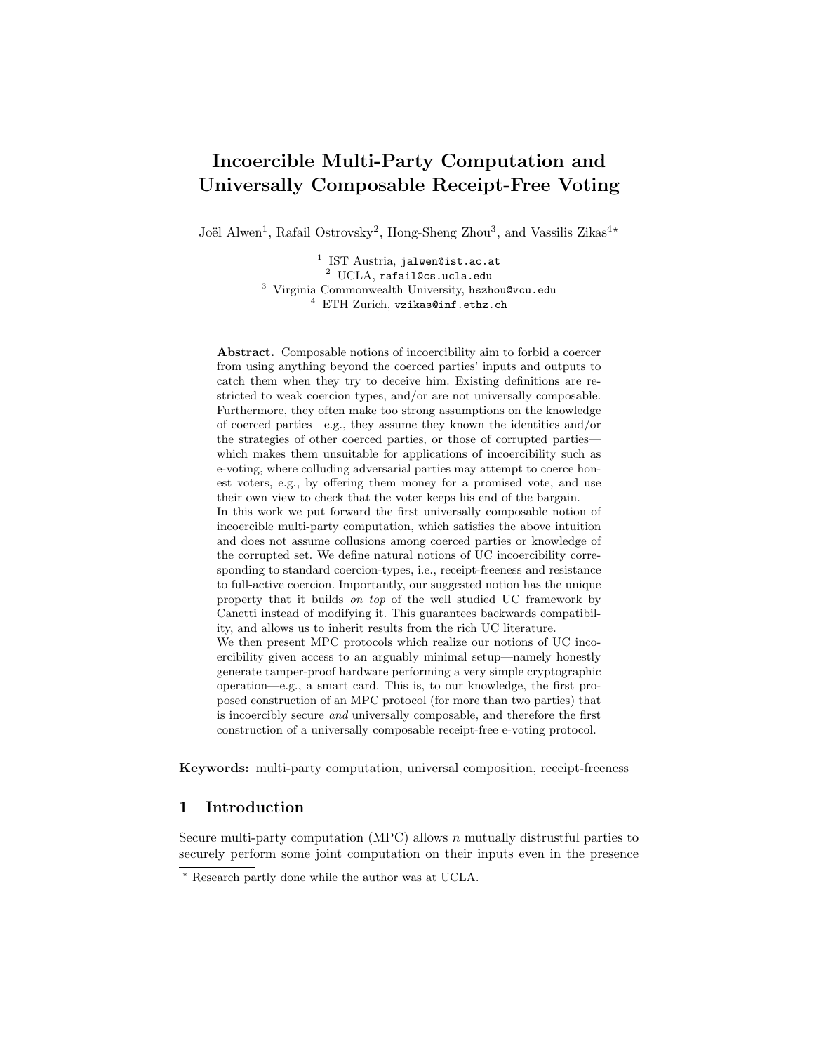# Incoercible Multi-Party Computation and Universally Composable Receipt-Free Voting

Joël Alwen[1], Rafail Ostrovsky[2], Hong-Sheng Zhou[3], and Vassilis Zikas[4]*

[1] IST Austria, jalwen@ist.ac.at
[2] UCLA, rafail@cs.ucla.edu
[3] Virginia Commonwealth University, hszhou@vcu.edu
[4] ETH Zurich, vzikas@inf.ethz.ch

**Abstract.** Composable notions of incoercibility aim to forbid a coercer from using anything beyond the coerced parties' inputs and outputs to catch them when they try to deceive him. Existing definitions are restricted to weak coercion types, and/or are not universally composable. Furthermore, they often make too strong assumptions on the knowledge of coerced parties—e.g., they assume they known the identities and/or the strategies of other coerced parties, or those of corrupted parties— which makes them unsuitable for applications of incoercibility such as e-voting, where colluding adversarial parties may attempt to coerce honest voters, e.g., by offering them money for a promised vote, and use their own view to check that the voter keeps his end of the bargain.

In this work we put forward the first universally composable notion of incoercible multi-party computation, which satisfies the above intuition and does not assume collusions among coerced parties or knowledge of the corrupted set. We define natural notions of UC incoercibility corresponding to standard coercion-types, i.e., receipt-freeness and resistance to full-active coercion. Importantly, our suggested notion has the unique property that it builds *on top* of the well studied UC framework by Canetti instead of modifying it. This guarantees backwards compatibility, and allows us to inherit results from the rich UC literature.

We then present MPC protocols which realize our notions of UC incoercibility given access to an arguably minimal setup—namely honestly generate tamper-proof hardware performing a very simple cryptographic operation—e.g., a smart card. This is, to our knowledge, the first proposed construction of an MPC protocol (for more than two parties) that is incoercibly secure *and* universally composable, and therefore the first construction of a universally composable receipt-free e-voting protocol.

**Keywords:** multi-party computation, universal composition, receipt-freeness

## 1 Introduction

Secure multi-party computation (MPC) allows $n$ mutually distrustful parties to securely perform some joint computation on their inputs even in the presence

* Research partly done while the author was at UCLA.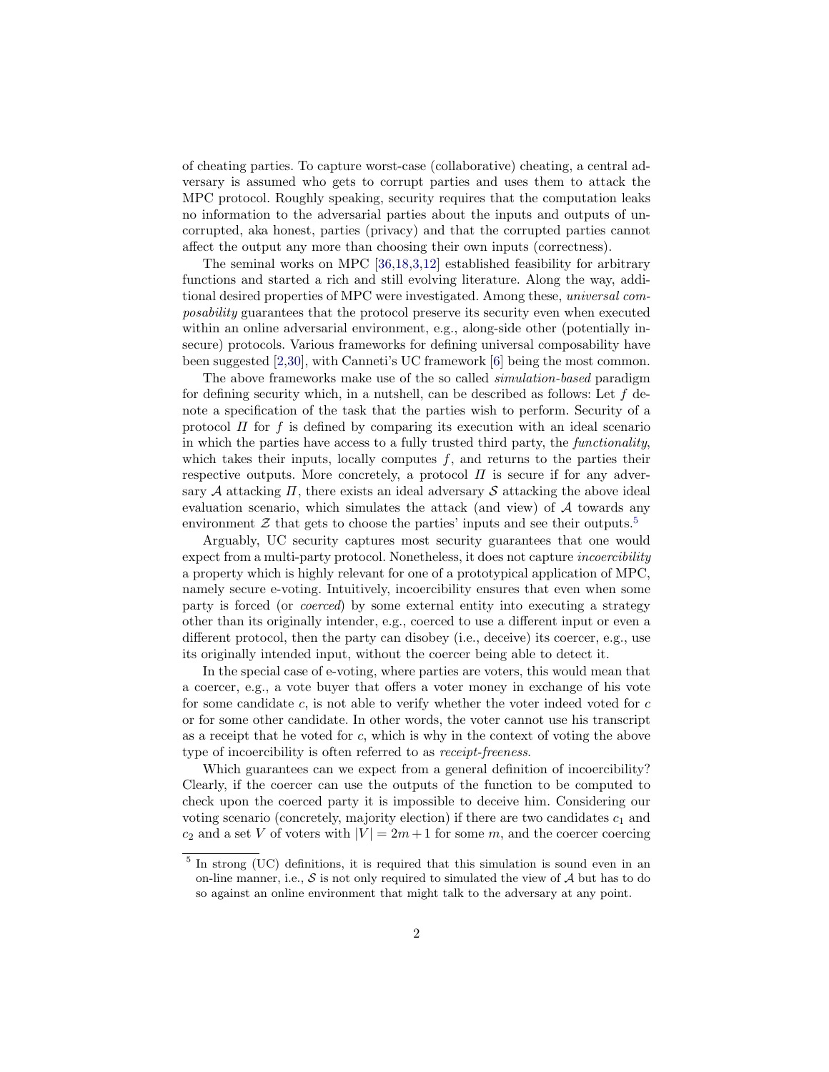of cheating parties. To capture worst-case (collaborative) cheating, a central adversary is assumed who gets to corrupt parties and uses them to attack the MPC protocol. Roughly speaking, security requires that the computation leaks no information to the adversarial parties about the inputs and outputs of uncorrupted, aka honest, parties (privacy) and that the corrupted parties cannot affect the output any more than choosing their own inputs (correctness).

The seminal works on MPC [36,18,3,12] established feasibility for arbitrary functions and started a rich and still evolving literature. Along the way, additional desired properties of MPC were investigated. Among these, *universal composability* guarantees that the protocol preserve its security even when executed within an online adversarial environment, e.g., along-side other (potentially insecure) protocols. Various frameworks for defining universal composability have been suggested [2,30], with Canneti's UC framework [6] being the most common.

The above frameworks make use of the so called *simulation-based* paradigm for defining security which, in a nutshell, can be described as follows: Let $f$ denote a specification of the task that the parties wish to perform. Security of a protocol $\Pi$ for $f$ is defined by comparing its execution with an ideal scenario in which the parties have access to a fully trusted third party, the *functionality*, which takes their inputs, locally computes $f$, and returns to the parties their respective outputs. More concretely, a protocol $\Pi$ is secure if for any adversary $\mathcal{A}$ attacking $\Pi$, there exists an ideal adversary $\mathcal{S}$ attacking the above ideal evaluation scenario, which simulates the attack (and view) of $\mathcal{A}$ towards any environment $\mathcal{Z}$ that gets to choose the parties' inputs and see their outputs.[5]

Arguably, UC security captures most security guarantees that one would expect from a multi-party protocol. Nonetheless, it does not capture *incoercibility* a property which is highly relevant for one of a prototypical application of MPC, namely secure e-voting. Intuitively, incoercibility ensures that even when some party is forced (or *coerced*) by some external entity into executing a strategy other than its originally intender, e.g., coerced to use a different input or even a different protocol, then the party can disobey (i.e., deceive) its coercer, e.g., use its originally intended input, without the coercer being able to detect it.

In the special case of e-voting, where parties are voters, this would mean that a coercer, e.g., a vote buyer that offers a voter money in exchange of his vote for some candidate $c$, is not able to verify whether the voter indeed voted for $c$ or for some other candidate. In other words, the voter cannot use his transcript as a receipt that he voted for $c$, which is why in the context of voting the above type of incoercibility is often referred to as *receipt-freeness*.

Which guarantees can we expect from a general definition of incoercibility? Clearly, if the coercer can use the outputs of the function to be computed to check upon the coerced party it is impossible to deceive him. Considering our voting scenario (concretely, majority election) if there are two candidates $c_1$ and $c_2$ and a set $V$ of voters with $|V| = 2m+1$ for some $m$, and the coercer coercing

[5] In strong (UC) definitions, it is required that this simulation is sound even in an on-line manner, i.e., $\mathcal{S}$ is not only required to simulated the view of $\mathcal{A}$ but has to do so against an online environment that might talk to the adversary at any point.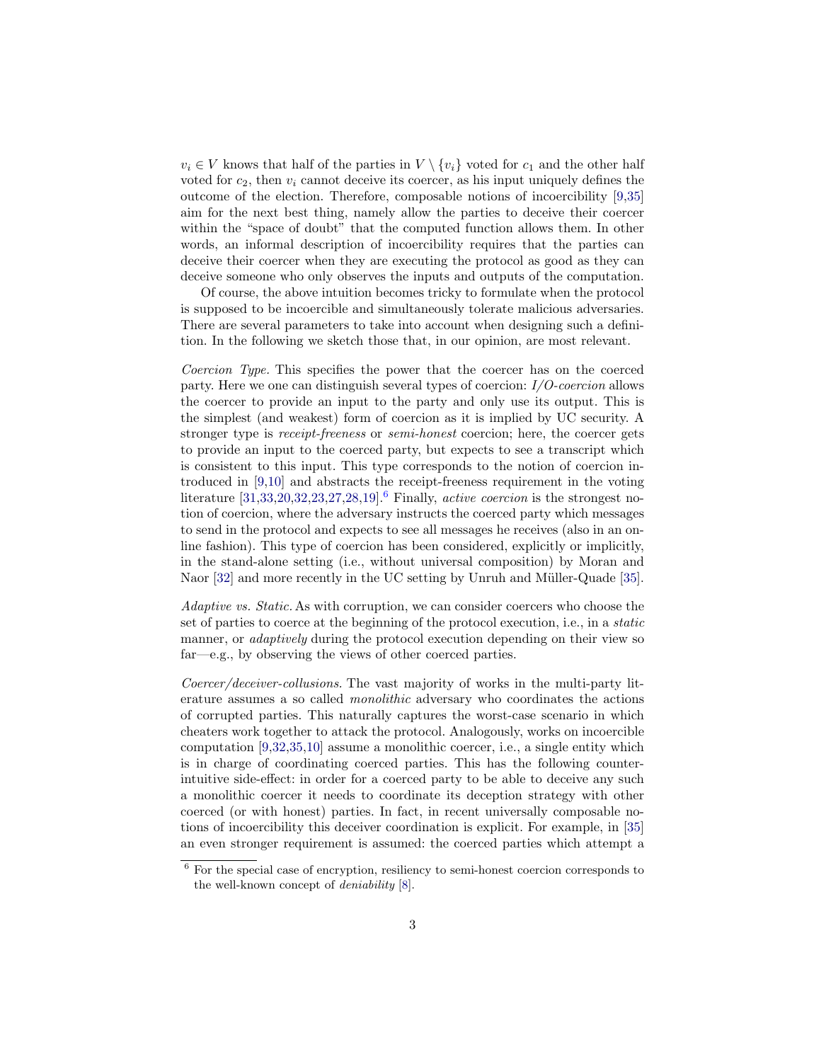$v_i \in V$ knows that half of the parties in $V \setminus \{v_i\}$ voted for $c_1$ and the other half voted for $c_2$, then $v_i$ cannot deceive its coercer, as his input uniquely defines the outcome of the election. Therefore, composable notions of incoercibility [9,35] aim for the next best thing, namely allow the parties to deceive their coercer within the "space of doubt" that the computed function allows them. In other words, an informal description of incoercibility requires that the parties can deceive their coercer when they are executing the protocol as good as they can deceive someone who only observes the inputs and outputs of the computation.

Of course, the above intuition becomes tricky to formulate when the protocol is supposed to be incoercible and simultaneously tolerate malicious adversaries. There are several parameters to take into account when designing such a definition. In the following we sketch those that, in our opinion, are most relevant.

*Coercion Type.* This specifies the power that the coercer has on the coerced party. Here we one can distinguish several types of coercion: *I/O-coercion* allows the coercer to provide an input to the party and only use its output. This is the simplest (and weakest) form of coercion as it is implied by UC security. A stronger type is *receipt-freeness* or *semi-honest* coercion; here, the coercer gets to provide an input to the coerced party, but expects to see a transcript which is consistent to this input. This type corresponds to the notion of coercion introduced in [9,10] and abstracts the receipt-freeness requirement in the voting literature [31,33,20,32,23,27,28,19].[6] Finally, *active coercion* is the strongest notion of coercion, where the adversary instructs the coerced party which messages to send in the protocol and expects to see all messages he receives (also in an online fashion). This type of coercion has been considered, explicitly or implicitly, in the stand-alone setting (i.e., without universal composition) by Moran and Naor [32] and more recently in the UC setting by Unruh and Müller-Quade [35].

*Adaptive vs. Static.* As with corruption, we can consider coercers who choose the set of parties to coerce at the beginning of the protocol execution, i.e., in a *static* manner, or *adaptively* during the protocol execution depending on their view so far—e.g., by observing the views of other coerced parties.

*Coercer/deceiver-collusions.* The vast majority of works in the multi-party literature assumes a so called *monolithic* adversary who coordinates the actions of corrupted parties. This naturally captures the worst-case scenario in which cheaters work together to attack the protocol. Analogously, works on incoercible computation [9,32,35,10] assume a monolithic coercer, i.e., a single entity which is in charge of coordinating coerced parties. This has the following counter-intuitive side-effect: in order for a coerced party to be able to deceive any such a monolithic coercer it needs to coordinate its deception strategy with other coerced (or with honest) parties. In fact, in recent universally composable notions of incoercibility this deceiver coordination is explicit. For example, in [35] an even stronger requirement is assumed: the coerced parties which attempt a

[6] For the special case of encryption, resiliency to semi-honest coercion corresponds to the well-known concept of *deniability* [8].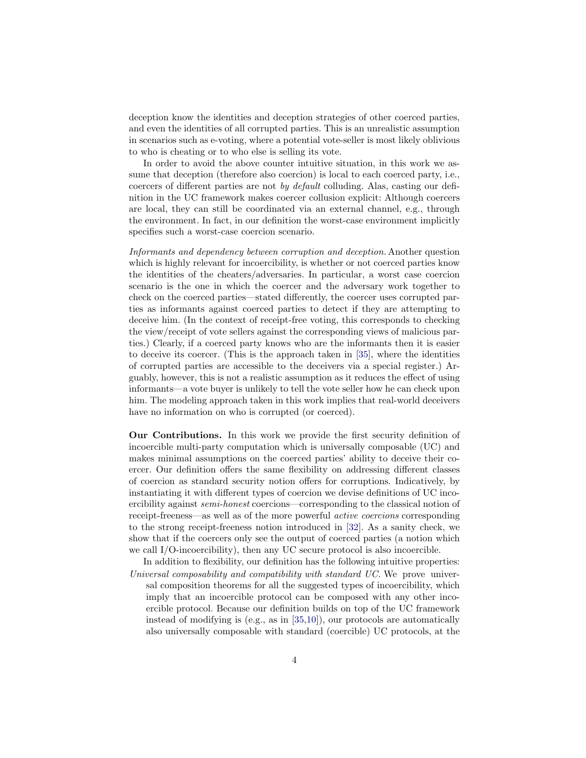deception know the identities and deception strategies of other coerced parties, and even the identities of all corrupted parties. This is an unrealistic assumption in scenarios such as e-voting, where a potential vote-seller is most likely oblivious to who is cheating or to who else is selling its vote.

In order to avoid the above counter intuitive situation, in this work we assume that deception (therefore also coercion) is local to each coerced party, i.e., coercers of different parties are not *by default* colluding. Alas, casting our definition in the UC framework makes coercer collusion explicit: Although coercers are local, they can still be coordinated via an external channel, e.g., through the environment. In fact, in our definition the worst-case environment implicitly specifies such a worst-case coercion scenario.

*Informants and dependency between corruption and deception.* Another question which is highly relevant for incoercibility, is whether or not coerced parties know the identities of the cheaters/adversaries. In particular, a worst case coercion scenario is the one in which the coercer and the adversary work together to check on the coerced parties—stated differently, the coercer uses corrupted parties as informants against coerced parties to detect if they are attempting to deceive him. (In the context of receipt-free voting, this corresponds to checking the view/receipt of vote sellers against the corresponding views of malicious parties.) Clearly, if a coerced party knows who are the informants then it is easier to deceive its coercer. (This is the approach taken in [35], where the identities of corrupted parties are accessible to the deceivers via a special register.) Arguably, however, this is not a realistic assumption as it reduces the effect of using informants—a vote buyer is unlikely to tell the vote seller how he can check upon him. The modeling approach taken in this work implies that real-world deceivers have no information on who is corrupted (or coerced).

**Our Contributions.** In this work we provide the first security definition of incoercible multi-party computation which is universally composable (UC) and makes minimal assumptions on the coerced parties' ability to deceive their coercer. Our definition offers the same flexibility on addressing different classes of coercion as standard security notion offers for corruptions. Indicatively, by instantiating it with different types of coercion we devise definitions of UC incoercibility against *semi-honest* coercions—corresponding to the classical notion of receipt-freeness—as well as of the more powerful *active coercions* corresponding to the strong receipt-freeness notion introduced in [32]. As a sanity check, we show that if the coercers only see the output of coerced parties (a notion which we call I/O-incoercibility), then any UC secure protocol is also incoercible.

In addition to flexibility, our definition has the following intuitive properties:

*Universal composability and compatibility with standard UC.* We prove universal composition theorems for all the suggested types of incoercibility, which imply that an incoercible protocol can be composed with any other incoercible protocol. Because our definition builds on top of the UC framework instead of modifying is (e.g., as in [35,10]), our protocols are automatically also universally composable with standard (coercible) UC protocols, at the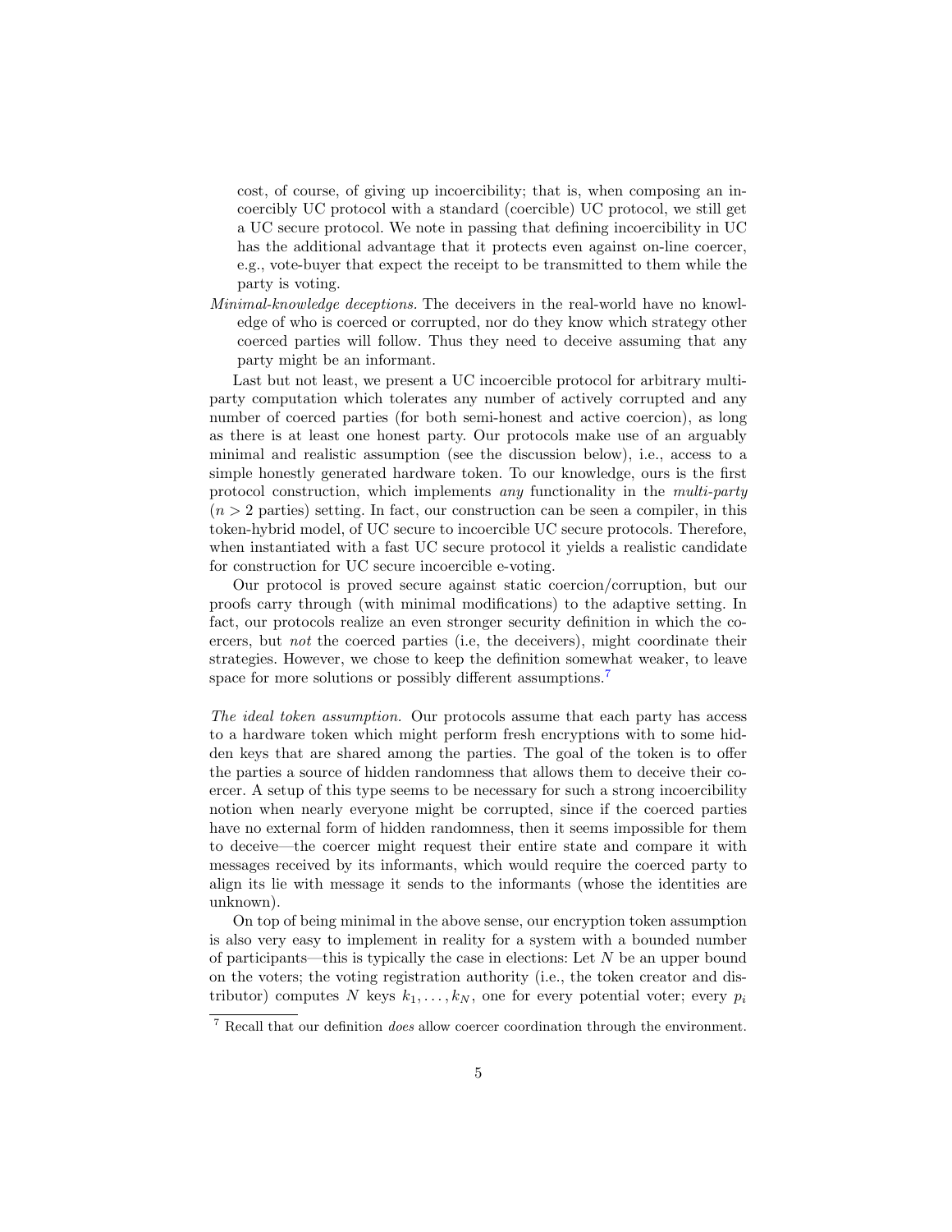cost, of course, of giving up incoercibility; that is, when composing an incoercibly UC protocol with a standard (coercible) UC protocol, we still get a UC secure protocol. We note in passing that defining incoercibility in UC has the additional advantage that it protects even against on-line coercer, e.g., vote-buyer that expect the receipt to be transmitted to them while the party is voting.

*Minimal-knowledge deceptions.* The deceivers in the real-world have no knowledge of who is coerced or corrupted, nor do they know which strategy other coerced parties will follow. Thus they need to deceive assuming that any party might be an informant.

Last but not least, we present a UC incoercible protocol for arbitrary multiparty computation which tolerates any number of actively corrupted and any number of coerced parties (for both semi-honest and active coercion), as long as there is at least one honest party. Our protocols make use of an arguably minimal and realistic assumption (see the discussion below), i.e., access to a simple honestly generated hardware token. To our knowledge, ours is the first protocol construction, which implements *any* functionality in the *multi-party* ($n > 2$ parties) setting. In fact, our construction can be seen a compiler, in this token-hybrid model, of UC secure to incoercible UC secure protocols. Therefore, when instantiated with a fast UC secure protocol it yields a realistic candidate for construction for UC secure incoercible e-voting.

Our protocol is proved secure against static coercion/corruption, but our proofs carry through (with minimal modifications) to the adaptive setting. In fact, our protocols realize an even stronger security definition in which the coercers, but *not* the coerced parties (i.e, the deceivers), might coordinate their strategies. However, we chose to keep the definition somewhat weaker, to leave space for more solutions or possibly different assumptions.[7]

*The ideal token assumption.* Our protocols assume that each party has access to a hardware token which might perform fresh encryptions with to some hidden keys that are shared among the parties. The goal of the token is to offer the parties a source of hidden randomness that allows them to deceive their coercer. A setup of this type seems to be necessary for such a strong incoercibility notion when nearly everyone might be corrupted, since if the coerced parties have no external form of hidden randomness, then it seems impossible for them to deceive—the coercer might request their entire state and compare it with messages received by its informants, which would require the coerced party to align its lie with message it sends to the informants (whose the identities are unknown).

On top of being minimal in the above sense, our encryption token assumption is also very easy to implement in reality for a system with a bounded number of participants—this is typically the case in elections: Let $N$ be an upper bound on the voters; the voting registration authority (i.e., the token creator and distributor) computes $N$ keys $k_1, \ldots, k_N$, one for every potential voter; every $p_i$

[7] Recall that our definition *does* allow coercer coordination through the environment.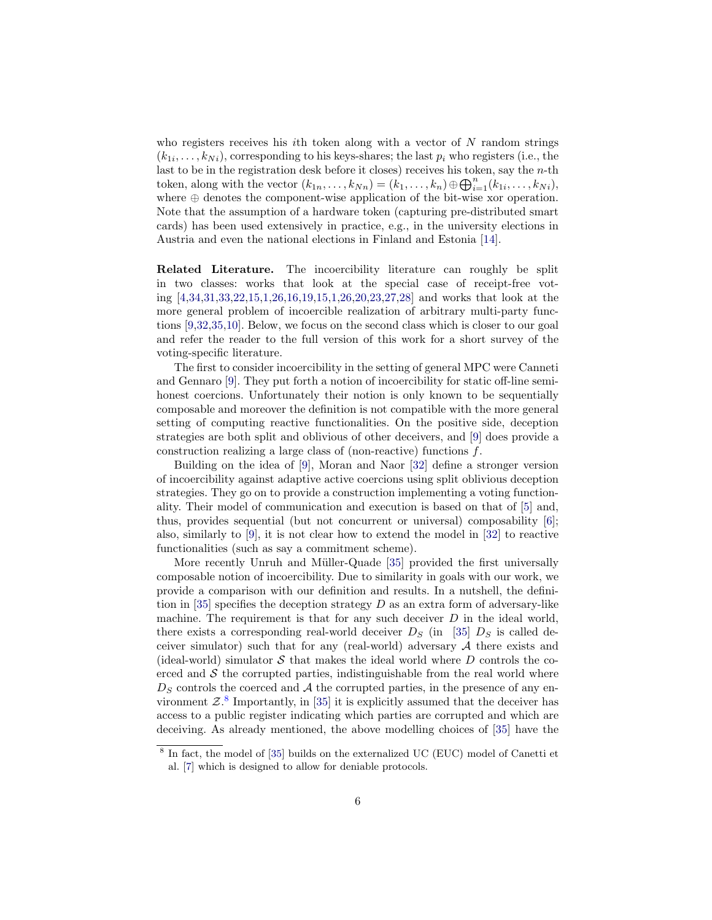who registers receives his $i$th token along with a vector of $N$ random strings $(k_{1i}, \ldots, k_{Ni})$, corresponding to his keys-shares; the last $p_i$ who registers (i.e., the last to be in the registration desk before it closes) receives his token, say the $n$-th token, along with the vector $(k_{1n}, \ldots, k_{Nn}) = (k_1, \ldots, k_n) \oplus \bigoplus_{i=1}^{n} (k_{1i}, \ldots, k_{Ni})$, where $\oplus$ denotes the component-wise application of the bit-wise xor operation. Note that the assumption of a hardware token (capturing pre-distributed smart cards) has been used extensively in practice, e.g., in the university elections in Austria and even the national elections in Finland and Estonia [14].

**Related Literature.** The incoercibility literature can roughly be split in two classes: works that look at the special case of receipt-free voting [4,34,31,33,22,15,1,26,16,19,15,1,26,20,23,27,28] and works that look at the more general problem of incoercible realization of arbitrary multi-party functions [9,32,35,10]. Below, we focus on the second class which is closer to our goal and refer the reader to the full version of this work for a short survey of the voting-specific literature.

The first to consider incoercibility in the setting of general MPC were Canneti and Gennaro [9]. They put forth a notion of incoercibility for static off-line semi-honest coercions. Unfortunately their notion is only known to be sequentially composable and moreover the definition is not compatible with the more general setting of computing reactive functionalities. On the positive side, deception strategies are both split and oblivious of other deceivers, and [9] does provide a construction realizing a large class of (non-reactive) functions $f$.

Building on the idea of [9], Moran and Naor [32] define a stronger version of incoercibility against adaptive active coercions using split oblivious deception strategies. They go on to provide a construction implementing a voting functionality. Their model of communication and execution is based on that of [5] and, thus, provides sequential (but not concurrent or universal) composability [6]; also, similarly to [9], it is not clear how to extend the model in [32] to reactive functionalities (such as say a commitment scheme).

More recently Unruh and Müller-Quade [35] provided the first universally composable notion of incoercibility. Due to similarity in goals with our work, we provide a comparison with our definition and results. In a nutshell, the definition in [35] specifies the deception strategy $D$ as an extra form of adversary-like machine. The requirement is that for any such deceiver $D$ in the ideal world, there exists a corresponding real-world deceiver $D_S$ (in [35] $D_S$ is called deceiver simulator) such that for any (real-world) adversary $\mathcal{A}$ there exists and (ideal-world) simulator $\mathcal{S}$ that makes the ideal world where $D$ controls the coerced and $\mathcal{S}$ the corrupted parties, indistinguishable from the real world where $D_S$ controls the coerced and $\mathcal{A}$ the corrupted parties, in the presence of any environment $\mathcal{Z}$.[8] Importantly, in [35] it is explicitly assumed that the deceiver has access to a public register indicating which parties are corrupted and which are deceiving. As already mentioned, the above modelling choices of [35] have the

[8] In fact, the model of [35] builds on the externalized UC (EUC) model of Canetti et al. [7] which is designed to allow for deniable protocols.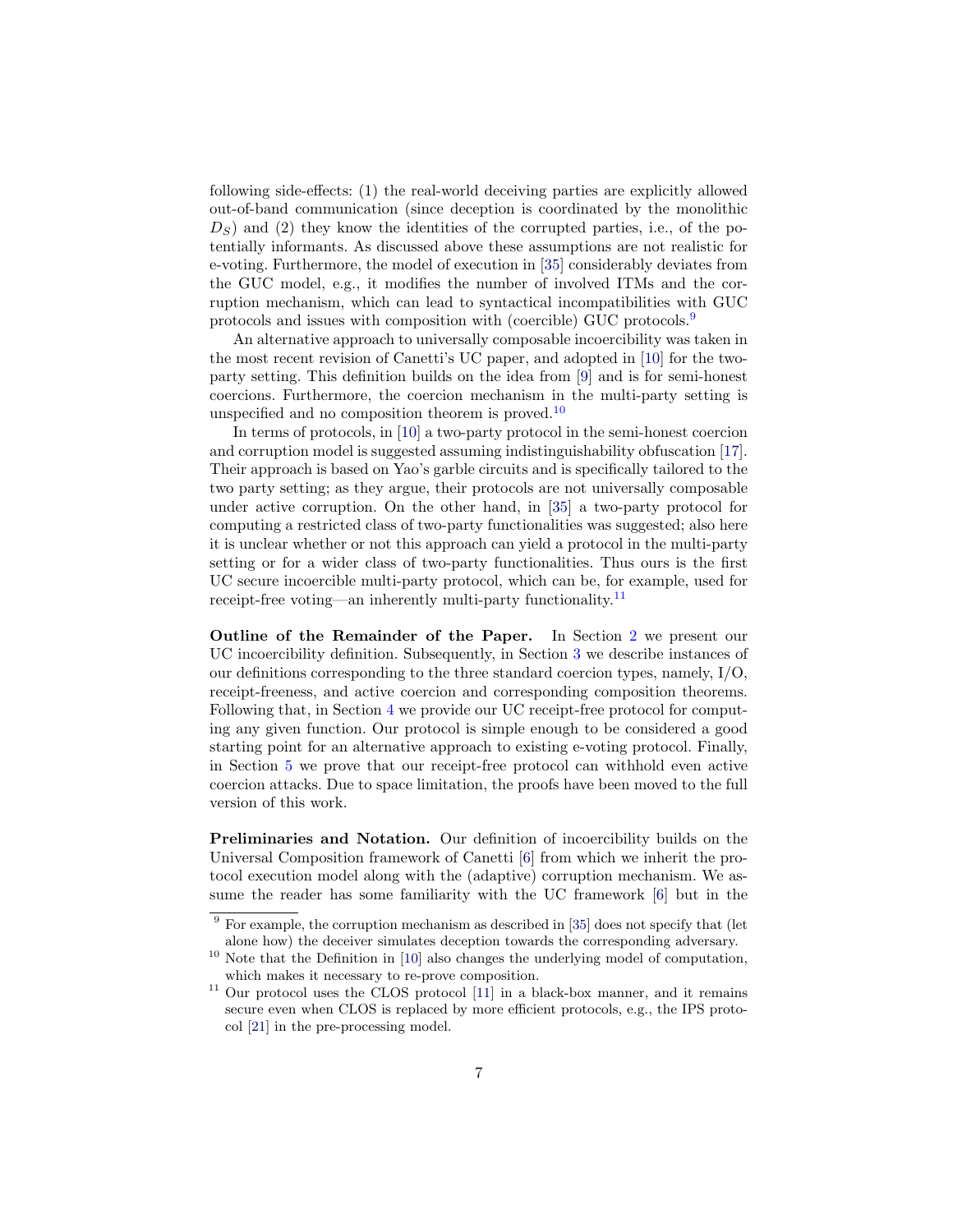following side-effects: (1) the real-world deceiving parties are explicitly allowed out-of-band communication (since deception is coordinated by the monolithic $D_S$) and (2) they know the identities of the corrupted parties, i.e., of the potentially informants. As discussed above these assumptions are not realistic for e-voting. Furthermore, the model of execution in [35] considerably deviates from the GUC model, e.g., it modifies the number of involved ITMs and the corruption mechanism, which can lead to syntactical incompatibilities with GUC protocols and issues with composition with (coercible) GUC protocols.[9]

An alternative approach to universally composable incoercibility was taken in the most recent revision of Canetti's UC paper, and adopted in [10] for the two-party setting. This definition builds on the idea from [9] and is for semi-honest coercions. Furthermore, the coercion mechanism in the multi-party setting is unspecified and no composition theorem is proved.[10]

In terms of protocols, in [10] a two-party protocol in the semi-honest coercion and corruption model is suggested assuming indistinguishability obfuscation [17]. Their approach is based on Yao's garble circuits and is specifically tailored to the two party setting; as they argue, their protocols are not universally composable under active corruption. On the other hand, in [35] a two-party protocol for computing a restricted class of two-party functionalities was suggested; also here it is unclear whether or not this approach can yield a protocol in the multi-party setting or for a wider class of two-party functionalities. Thus ours is the first UC secure incoercible multi-party protocol, which can be, for example, used for receipt-free voting—an inherently multi-party functionality.[11]

**Outline of the Remainder of the Paper.** In Section 2 we present our UC incoercibility definition. Subsequently, in Section 3 we describe instances of our definitions corresponding to the three standard coercion types, namely, I/O, receipt-freeness, and active coercion and corresponding composition theorems. Following that, in Section 4 we provide our UC receipt-free protocol for computing any given function. Our protocol is simple enough to be considered a good starting point for an alternative approach to existing e-voting protocol. Finally, in Section 5 we prove that our receipt-free protocol can withhold even active coercion attacks. Due to space limitation, the proofs have been moved to the full version of this work.

**Preliminaries and Notation.** Our definition of incoercibility builds on the Universal Composition framework of Canetti [6] from which we inherit the protocol execution model along with the (adaptive) corruption mechanism. We assume the reader has some familiarity with the UC framework [6] but in the

[9] For example, the corruption mechanism as described in [35] does not specify that (let alone how) the deceiver simulates deception towards the corresponding adversary.

[10] Note that the Definition in [10] also changes the underlying model of computation, which makes it necessary to re-prove composition.

[11] Our protocol uses the CLOS protocol [11] in a black-box manner, and it remains secure even when CLOS is replaced by more efficient protocols, e.g., the IPS protocol [21] in the pre-processing model.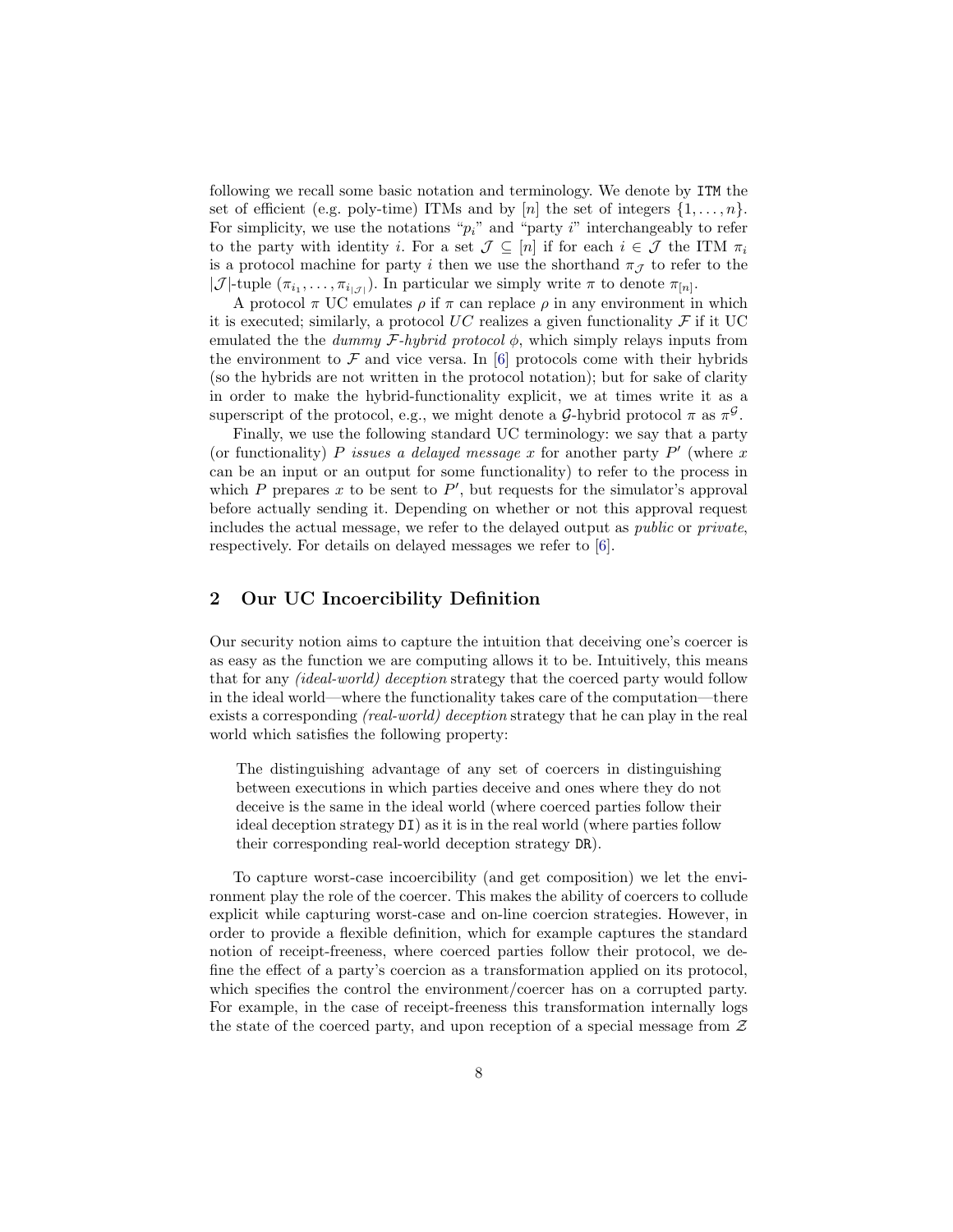following we recall some basic notation and terminology. We denote by ITM the set of efficient (e.g. poly-time) ITMs and by $[n]$ the set of integers $\{1, \ldots, n\}$. For simplicity, we use the notations "$p_i$" and "party $i$" interchangeably to refer to the party with identity $i$. For a set $\mathcal{J} \subseteq [n]$ if for each $i \in \mathcal{J}$ the ITM $\pi_i$ is a protocol machine for party $i$ then we use the shorthand $\pi_{\mathcal{J}}$ to refer to the $|\mathcal{J}|$-tuple $(\pi_{i_1}, \ldots, \pi_{i_{|\mathcal{J}|}})$. In particular we simply write $\pi$ to denote $\pi_{[n]}$.

A protocol $\pi$ UC emulates $\rho$ if $\pi$ can replace $\rho$ in any environment in which it is executed; similarly, a protocol $UC$ realizes a given functionality $\mathcal{F}$ if it UC emulated the the *dummy $\mathcal{F}$-hybrid protocol* $\phi$, which simply relays inputs from the environment to $\mathcal{F}$ and vice versa. In [6] protocols come with their hybrids (so the hybrids are not written in the protocol notation); but for sake of clarity in order to make the hybrid-functionality explicit, we at times write it as a superscript of the protocol, e.g., we might denote a $\mathcal{G}$-hybrid protocol $\pi$ as $\pi^{\mathcal{G}}$.

Finally, we use the following standard UC terminology: we say that a party (or functionality) $P$ *issues a delayed message* $x$ for another party $P'$ (where $x$ can be an input or an output for some functionality) to refer to the process in which $P$ prepares $x$ to be sent to $P'$, but requests for the simulator's approval before actually sending it. Depending on whether or not this approval request includes the actual message, we refer to the delayed output as *public* or *private*, respectively. For details on delayed messages we refer to [6].

## 2 Our UC Incoercibility Definition

Our security notion aims to capture the intuition that deceiving one's coercer is as easy as the function we are computing allows it to be. Intuitively, this means that for any *(ideal-world) deception* strategy that the coerced party would follow in the ideal world—where the functionality takes care of the computation—there exists a corresponding *(real-world) deception* strategy that he can play in the real world which satisfies the following property:

> The distinguishing advantage of any set of coercers in distinguishing between executions in which parties deceive and ones where they do not deceive is the same in the ideal world (where coerced parties follow their ideal deception strategy DI) as it is in the real world (where parties follow their corresponding real-world deception strategy DR).

To capture worst-case incoercibility (and get composition) we let the environment play the role of the coercer. This makes the ability of coercers to collude explicit while capturing worst-case and on-line coercion strategies. However, in order to provide a flexible definition, which for example captures the standard notion of receipt-freeness, where coerced parties follow their protocol, we define the effect of a party's coercion as a transformation applied on its protocol, which specifies the control the environment/coercer has on a corrupted party. For example, in the case of receipt-freeness this transformation internally logs the state of the coerced party, and upon reception of a special message from $\mathcal{Z}$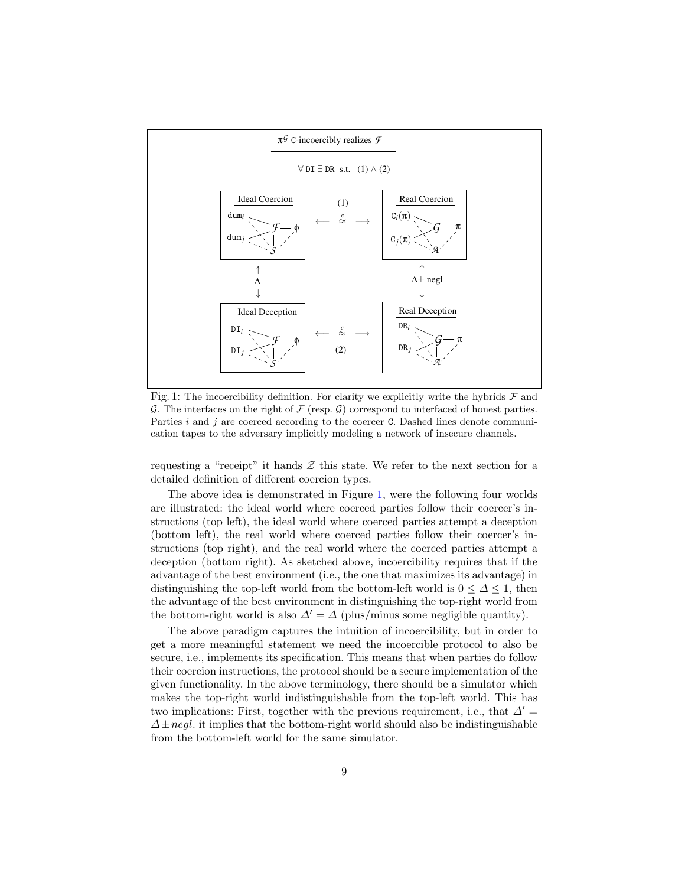Fig. 1: The incoercibility definition. For clarity we explicitly write the hybrids $\mathcal{F}$ and $\mathcal{G}$. The interfaces on the right of $\mathcal{F}$ (resp. $\mathcal{G}$) correspond to interfaced of honest parties. Parties $i$ and $j$ are coerced according to the coercer C. Dashed lines denote communication tapes to the adversary implicitly modeling a network of insecure channels.

requesting a "receipt" it hands $\mathcal{Z}$ this state. We refer to the next section for a detailed definition of different coercion types.

The above idea is demonstrated in Figure 1, were the following four worlds are illustrated: the ideal world where coerced parties follow their coercer's instructions (top left), the ideal world where coerced parties attempt a deception (bottom left), the real world where coerced parties follow their coercer's instructions (top right), and the real world where the coerced parties attempt a deception (bottom right). As sketched above, incoercibility requires that if the advantage of the best environment (i.e., the one that maximizes its advantage) in distinguishing the top-left world from the bottom-left world is $0 \leq \Delta \leq 1$, then the advantage of the best environment in distinguishing the top-right world from the bottom-right world is also $\Delta' = \Delta$ (plus/minus some negligible quantity).

The above paradigm captures the intuition of incoercibility, but in order to get a more meaningful statement we need the incoercible protocol to also be secure, i.e., implements its specification. This means that when parties do follow their coercion instructions, the protocol should be a secure implementation of the given functionality. In the above terminology, there should be a simulator which makes the top-right world indistinguishable from the top-left world. This has two implications: First, together with the previous requirement, i.e., that $\Delta' = \Delta \pm negl$. it implies that the bottom-right world should also be indistinguishable from the bottom-left world for the same simulator.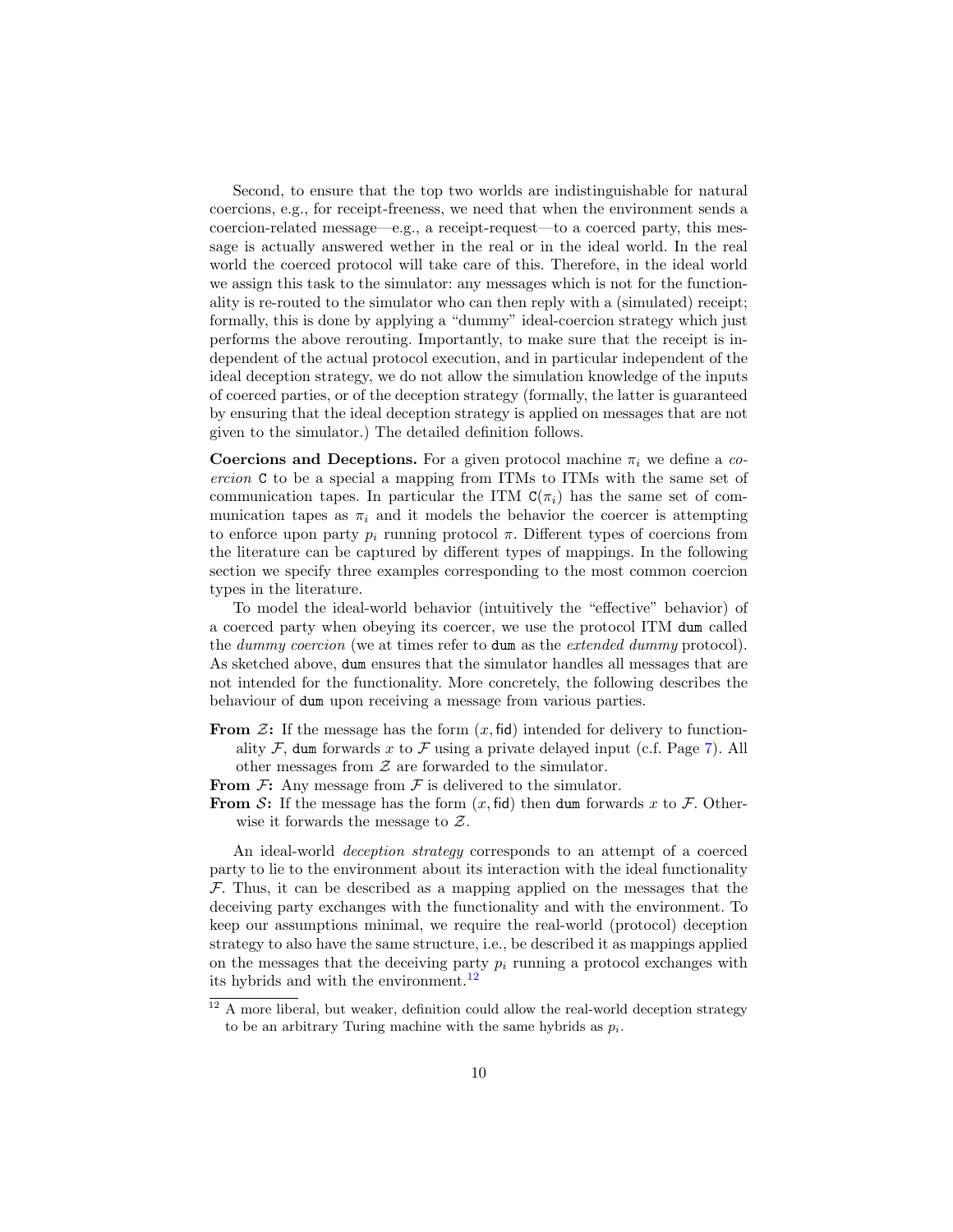Second, to ensure that the top two worlds are indistinguishable for natural coercions, e.g., for receipt-freeness, we need that when the environment sends a coercion-related message—e.g., a receipt-request—to a coerced party, this message is actually answered wether in the real or in the ideal world. In the real world the coerced protocol will take care of this. Therefore, in the ideal world we assign this task to the simulator: any messages which is not for the functionality is re-routed to the simulator who can then reply with a (simulated) receipt; formally, this is done by applying a "dummy" ideal-coercion strategy which just performs the above rerouting. Importantly, to make sure that the receipt is independent of the actual protocol execution, and in particular independent of the ideal deception strategy, we do not allow the simulation knowledge of the inputs of coerced parties, or of the deception strategy (formally, the latter is guaranteed by ensuring that the ideal deception strategy is applied on messages that are not given to the simulator.) The detailed definition follows.

**Coercions and Deceptions.** For a given protocol machine $\pi_i$ we define a *coercion* $\mathtt{C}$ to be a special a mapping from ITMs to ITMs with the same set of communication tapes. In particular the ITM $\mathtt{C}(\pi_i)$ has the same set of communication tapes as $\pi_i$ and it models the behavior the coercer is attempting to enforce upon party $p_i$ running protocol $\pi$. Different types of coercions from the literature can be captured by different types of mappings. In the following section we specify three examples corresponding to the most common coercion types in the literature.

To model the ideal-world behavior (intuitively the "effective" behavior) of a coerced party when obeying its coercer, we use the protocol ITM $\mathtt{dum}$ called the *dummy coercion* (we at times refer to $\mathtt{dum}$ as the *extended dummy* protocol). As sketched above, $\mathtt{dum}$ ensures that the simulator handles all messages that are not intended for the functionality. More concretely, the following describes the behaviour of $\mathtt{dum}$ upon receiving a message from various parties.

**From $\mathcal{Z}$:** If the message has the form $(x, \mathsf{fid})$ intended for delivery to functionality $\mathcal{F}$, $\mathtt{dum}$ forwards $x$ to $\mathcal{F}$ using a private delayed input (c.f. Page 7). All other messages from $\mathcal{Z}$ are forwarded to the simulator.

**From $\mathcal{F}$:** Any message from $\mathcal{F}$ is delivered to the simulator.

**From $\mathcal{S}$:** If the message has the form $(x, \mathsf{fid})$ then $\mathtt{dum}$ forwards $x$ to $\mathcal{F}$. Otherwise it forwards the message to $\mathcal{Z}$.

An ideal-world *deception strategy* corresponds to an attempt of a coerced party to lie to the environment about its interaction with the ideal functionality $\mathcal{F}$. Thus, it can be described as a mapping applied on the messages that the deceiving party exchanges with the functionality and with the environment. To keep our assumptions minimal, we require the real-world (protocol) deception strategy to also have the same structure, i.e., be described it as mappings applied on the messages that the deceiving party $p_i$ running a protocol exchanges with its hybrids and with the environment.[12]

[12] A more liberal, but weaker, definition could allow the real-world deception strategy to be an arbitrary Turing machine with the same hybrids as $p_i$.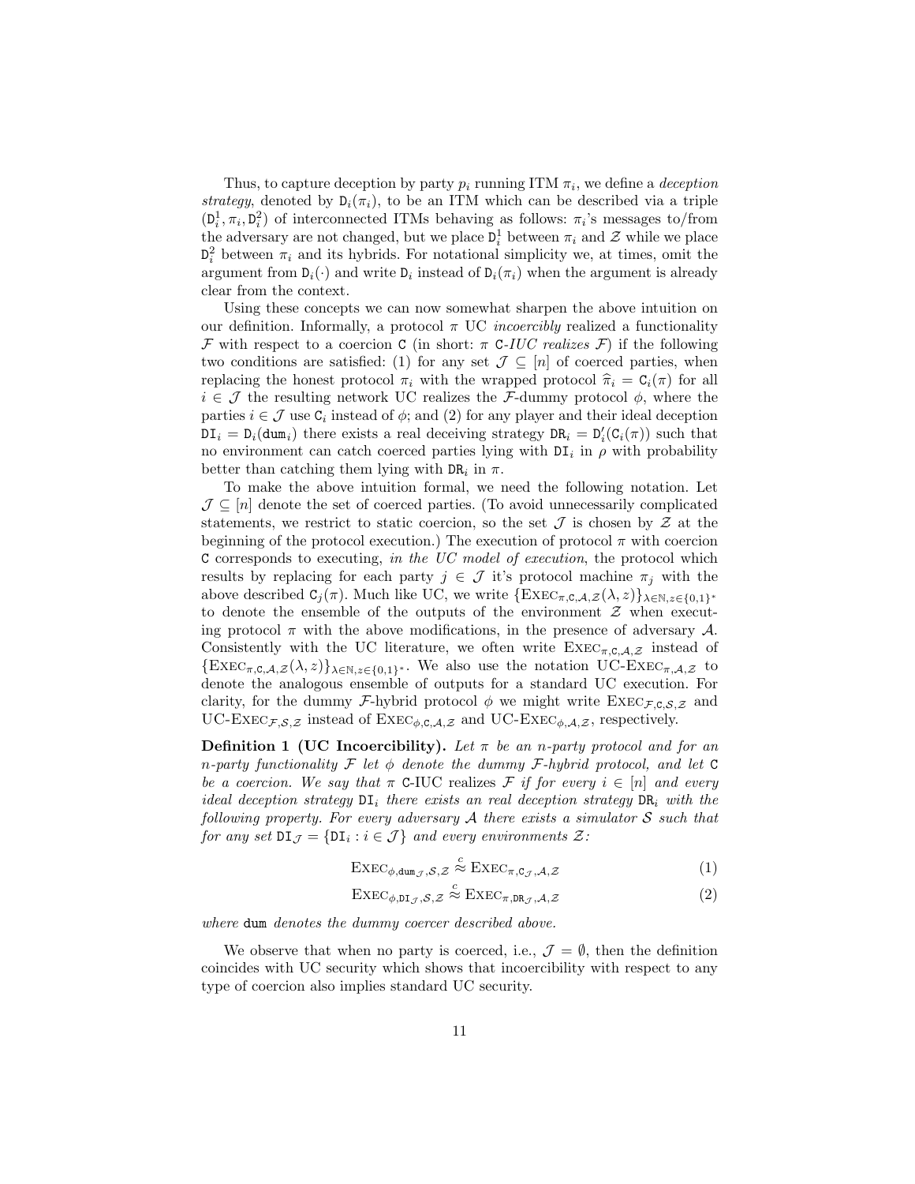Thus, to capture deception by party $p_i$ running ITM $\pi_i$, we define a *deception strategy*, denoted by $\mathtt{D}_i(\pi_i)$, to be an ITM which can be described via a triple $(\mathtt{D}_i^1, \pi_i, \mathtt{D}_i^2)$ of interconnected ITMs behaving as follows: $\pi_i$'s messages to/from the adversary are not changed, but we place $\mathtt{D}_i^1$ between $\pi_i$ and $\mathcal{Z}$ while we place $\mathtt{D}_i^2$ between $\pi_i$ and its hybrids. For notational simplicity we, at times, omit the argument from $\mathtt{D}_i(\cdot)$ and write $\mathtt{D}_i$ instead of $\mathtt{D}_i(\pi_i)$ when the argument is already clear from the context.

Using these concepts we can now somewhat sharpen the above intuition on our definition. Informally, a protocol $\pi$ UC *incoercibly* realized a functionality $\mathcal{F}$ with respect to a coercion $\mathtt{C}$ (in short: $\pi$ $\mathtt{C}$-*IUC realizes* $\mathcal{F}$) if the following two conditions are satisfied: (1) for any set $\mathcal{J} \subseteq [n]$ of coerced parties, when replacing the honest protocol $\pi_i$ with the wrapped protocol $\widehat{\pi}_i = \mathtt{C}_i(\pi)$ for all $i \in \mathcal{J}$ the resulting network UC realizes the $\mathcal{F}$-dummy protocol $\phi$, where the parties $i \in \mathcal{J}$ use $\mathtt{C}_i$ instead of $\phi$; and (2) for any player and their ideal deception $\mathtt{DI}_i = \mathtt{D}_i(\mathtt{dum}_i)$ there exists a real deceiving strategy $\mathtt{DR}_i = \mathtt{D}'_i(\mathtt{C}_i(\pi))$ such that no environment can catch coerced parties lying with $\mathtt{DI}_i$ in $\rho$ with probability better than catching them lying with $\mathtt{DR}_i$ in $\pi$.

To make the above intuition formal, we need the following notation. Let $\mathcal{J} \subseteq [n]$ denote the set of coerced parties. (To avoid unnecessarily complicated statements, we restrict to static coercion, so the set $\mathcal{J}$ is chosen by $\mathcal{Z}$ at the beginning of the protocol execution.) The execution of protocol $\pi$ with coercion $\mathtt{C}$ corresponds to executing, *in the UC model of execution*, the protocol which results by replacing for each party $j \in \mathcal{J}$ it's protocol machine $\pi_j$ with the above described $\mathtt{C}_j(\pi)$. Much like UC, we write $\{\textsc{Exec}_{\pi,\mathtt{C},\mathcal{A},\mathcal{Z}}(\lambda, z)\}_{\lambda\in\mathbb{N},z\in\{0,1\}^*}$ to denote the ensemble of the outputs of the environment $\mathcal{Z}$ when executing protocol $\pi$ with the above modifications, in the presence of adversary $\mathcal{A}$. Consistently with the UC literature, we often write $\textsc{Exec}_{\pi,\mathtt{C},\mathcal{A},\mathcal{Z}}$ instead of $\{\textsc{Exec}_{\pi,\mathtt{C},\mathcal{A},\mathcal{Z}}(\lambda, z)\}_{\lambda\in\mathbb{N},z\in\{0,1\}^*}$. We also use the notation UC-$\textsc{Exec}_{\pi,\mathcal{A},\mathcal{Z}}$ to denote the analogous ensemble of outputs for a standard UC execution. For clarity, for the dummy $\mathcal{F}$-hybrid protocol $\phi$ we might write $\textsc{Exec}_{\mathcal{F},\mathtt{C},\mathcal{S},\mathcal{Z}}$ and UC-$\textsc{Exec}_{\mathcal{F},\mathcal{S},\mathcal{Z}}$ instead of $\textsc{Exec}_{\phi,\mathtt{C},\mathcal{A},\mathcal{Z}}$ and UC-$\textsc{Exec}_{\phi,\mathcal{A},\mathcal{Z}}$, respectively.

**Definition 1 (UC Incoercibility).** *Let $\pi$ be an $n$-party protocol and for an $n$-party functionality $\mathcal{F}$ let $\phi$ denote the dummy $\mathcal{F}$-hybrid protocol, and let $\mathtt{C}$ be a coercion. We say that $\pi$ $\mathtt{C}$-IUC realizes $\mathcal{F}$ if for every $i \in [n]$ and every ideal deception strategy $\mathtt{DI}_i$ there exists an real deception strategy $\mathtt{DR}_i$ with the following property. For every adversary $\mathcal{A}$ there exists a simulator $\mathcal{S}$ such that for any set $\mathtt{DI}_\mathcal{J} = \{\mathtt{DI}_i : i \in \mathcal{J}\}$ and every environments $\mathcal{Z}$:*

$$\textsc{Exec}_{\phi,\mathtt{dum}_\mathcal{J},\mathcal{S},\mathcal{Z}} \overset{c}{\approx} \textsc{Exec}_{\pi,\mathtt{C}_\mathcal{J},\mathcal{A},\mathcal{Z}} \quad (1)$$

$$\textsc{Exec}_{\phi,\mathtt{DI}_\mathcal{J},\mathcal{S},\mathcal{Z}} \overset{c}{\approx} \textsc{Exec}_{\pi,\mathtt{DR}_\mathcal{J},\mathcal{A},\mathcal{Z}} \quad (2)$$

*where $\mathtt{dum}$ denotes the dummy coercer described above.*

We observe that when no party is coerced, i.e., $\mathcal{J} = \emptyset$, then the definition coincides with UC security which shows that incoercibility with respect to any type of coercion also implies standard UC security.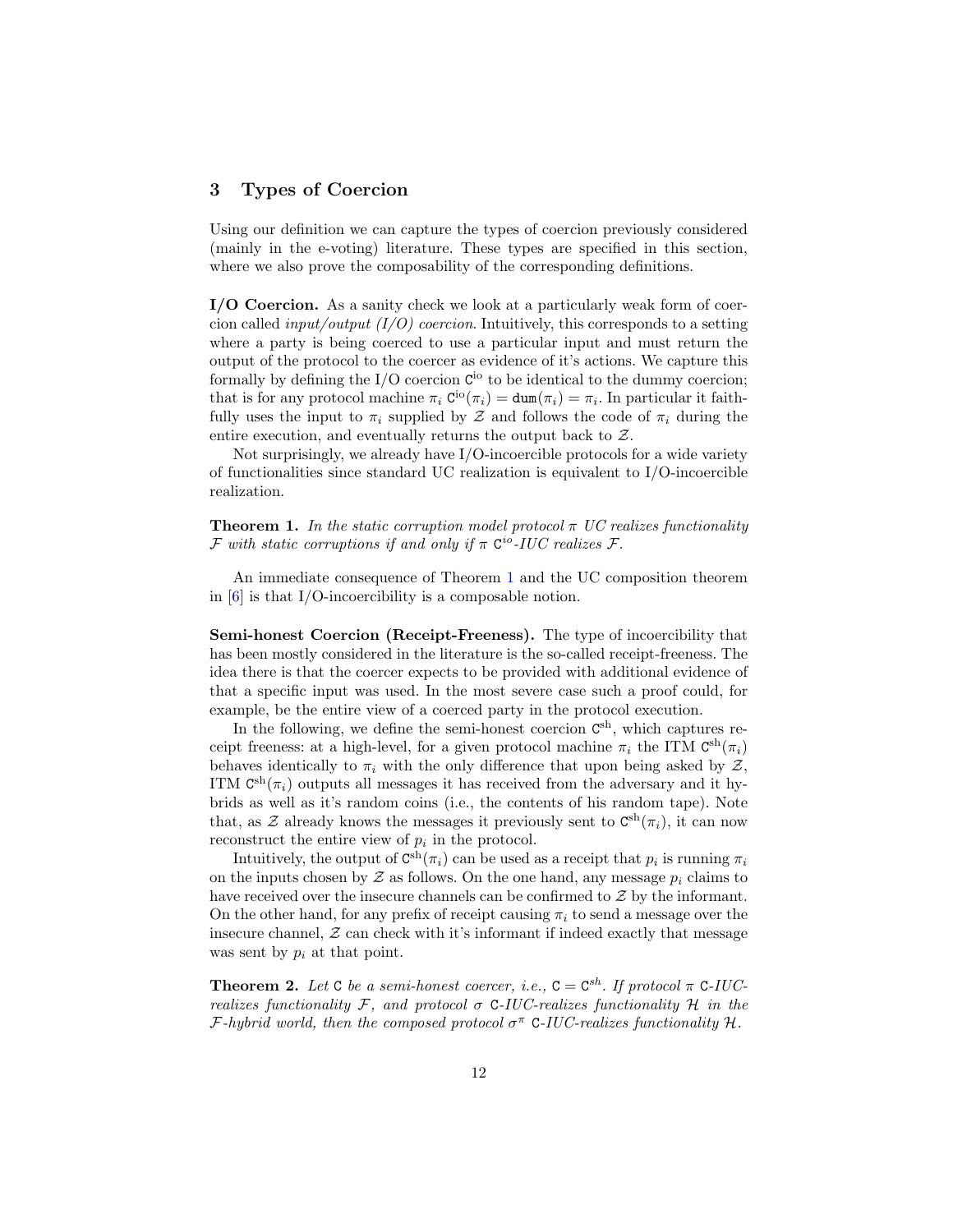## 3 Types of Coercion

Using our definition we can capture the types of coercion previously considered (mainly in the e-voting) literature. These types are specified in this section, where we also prove the composability of the corresponding definitions.

**I/O Coercion.** As a sanity check we look at a particularly weak form of coercion called *input/output (I/O) coercion*. Intuitively, this corresponds to a setting where a party is being coerced to use a particular input and must return the output of the protocol to the coercer as evidence of it's actions. We capture this formally by defining the I/O coercion $\mathtt{C}^{\mathrm{io}}$ to be identical to the dummy coercion; that is for any protocol machine $\pi_i$ $\mathtt{C}^{\mathrm{io}}(\pi_i) = \mathtt{dum}(\pi_i) = \pi_i$. In particular it faithfully uses the input to $\pi_i$ supplied by $\mathcal{Z}$ and follows the code of $\pi_i$ during the entire execution, and eventually returns the output back to $\mathcal{Z}$.

Not surprisingly, we already have I/O-incoercible protocols for a wide variety of functionalities since standard UC realization is equivalent to I/O-incoercible realization.

**Theorem 1.** *In the static corruption model protocol $\pi$ UC realizes functionality $\mathcal{F}$ with static corruptions if and only if $\pi$ $\mathtt{C}^{io}$-IUC realizes $\mathcal{F}$.*

An immediate consequence of Theorem 1 and the UC composition theorem in [6] is that I/O-incoercibility is a composable notion.

**Semi-honest Coercion (Receipt-Freeness).** The type of incoercibility that has been mostly considered in the literature is the so-called receipt-freeness. The idea there is that the coercer expects to be provided with additional evidence of that a specific input was used. In the most severe case such a proof could, for example, be the entire view of a coerced party in the protocol execution.

In the following, we define the semi-honest coercion $\mathtt{C}^{\mathrm{sh}}$, which captures receipt freeness: at a high-level, for a given protocol machine $\pi_i$ the ITM $\mathtt{C}^{\mathrm{sh}}(\pi_i)$ behaves identically to $\pi_i$ with the only difference that upon being asked by $\mathcal{Z}$, ITM $\mathtt{C}^{\mathrm{sh}}(\pi_i)$ outputs all messages it has received from the adversary and it hybrids as well as it's random coins (i.e., the contents of his random tape). Note that, as $\mathcal{Z}$ already knows the messages it previously sent to $\mathtt{C}^{\mathrm{sh}}(\pi_i)$, it can now reconstruct the entire view of $p_i$ in the protocol.

Intuitively, the output of $\mathtt{C}^{\mathrm{sh}}(\pi_i)$ can be used as a receipt that $p_i$ is running $\pi_i$ on the inputs chosen by $\mathcal{Z}$ as follows. On the one hand, any message $p_i$ claims to have received over the insecure channels can be confirmed to $\mathcal{Z}$ by the informant. On the other hand, for any prefix of receipt causing $\pi_i$ to send a message over the insecure channel, $\mathcal{Z}$ can check with it's informant if indeed exactly that message was sent by $p_i$ at that point.

**Theorem 2.** *Let $\mathtt{C}$ be a semi-honest coercer, i.e., $\mathtt{C} = \mathtt{C}^{sh}$. If protocol $\pi$ $\mathtt{C}$-IUC-realizes functionality $\mathcal{F}$, and protocol $\sigma$ $\mathtt{C}$-IUC-realizes functionality $\mathcal{H}$ in the $\mathcal{F}$-hybrid world, then the composed protocol $\sigma^{\pi}$ $\mathtt{C}$-IUC-realizes functionality $\mathcal{H}$.*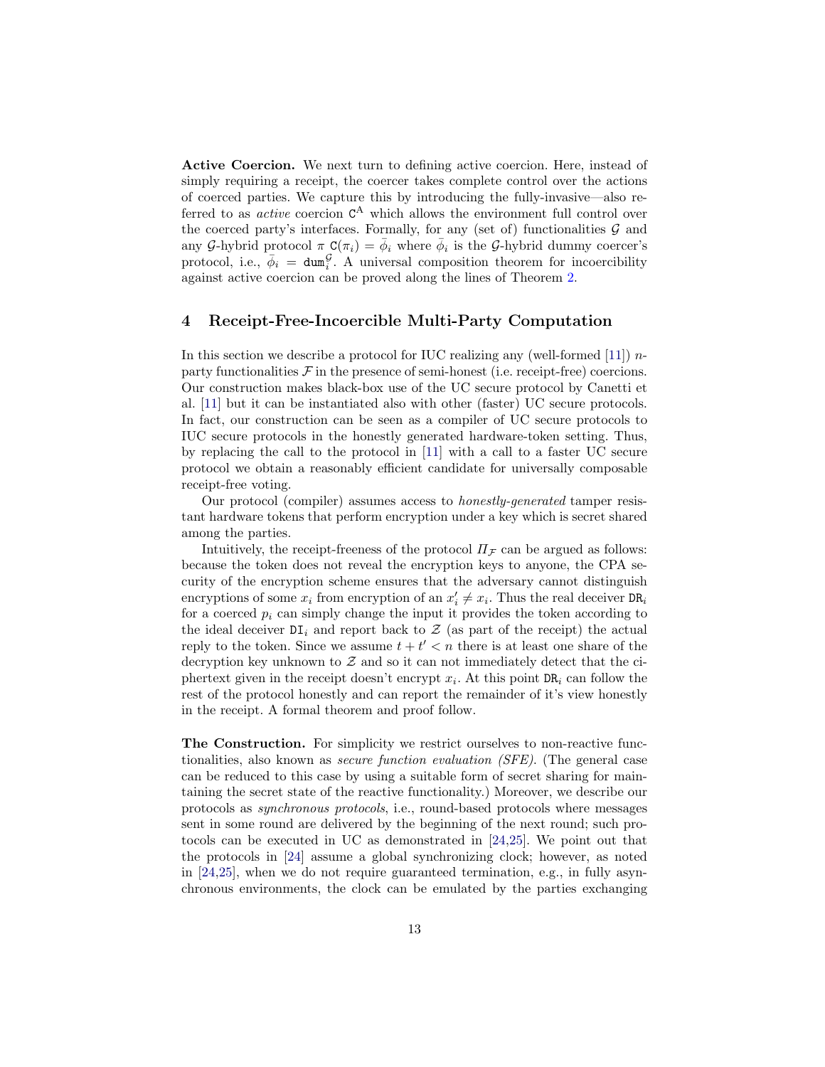**Active Coercion.** We next turn to defining active coercion. Here, instead of simply requiring a receipt, the coercer takes complete control over the actions of coerced parties. We capture this by introducing the fully-invasive—also referred to as *active* coercion $\mathtt{C}^{\mathrm{A}}$ which allows the environment full control over the coerced party's interfaces. Formally, for any (set of) functionalities $\mathcal{G}$ and any $\mathcal{G}$-hybrid protocol $\pi$ $\mathtt{C}(\pi_i) = \bar{\phi}_i$ where $\bar{\phi}_i$ is the $\mathcal{G}$-hybrid dummy coercer's protocol, i.e., $\bar{\phi}_i = \mathtt{dum}_i^{\mathcal{G}}$. A universal composition theorem for incoercibility against active coercion can be proved along the lines of Theorem 2.

# 4 Receipt-Free-Incoercible Multi-Party Computation

In this section we describe a protocol for IUC realizing any (well-formed [11]) $n$-party functionalities $\mathcal{F}$ in the presence of semi-honest (i.e. receipt-free) coercions. Our construction makes black-box use of the UC secure protocol by Canetti et al. [11] but it can be instantiated also with other (faster) UC secure protocols. In fact, our construction can be seen as a compiler of UC secure protocols to IUC secure protocols in the honestly generated hardware-token setting. Thus, by replacing the call to the protocol in [11] with a call to a faster UC secure protocol we obtain a reasonably efficient candidate for universally composable receipt-free voting.

Our protocol (compiler) assumes access to *honestly-generated* tamper resistant hardware tokens that perform encryption under a key which is secret shared among the parties.

Intuitively, the receipt-freeness of the protocol $\Pi_{\mathcal{F}}$ can be argued as follows: because the token does not reveal the encryption keys to anyone, the CPA security of the encryption scheme ensures that the adversary cannot distinguish encryptions of some $x_i$ from encryption of an $x_i' \neq x_i$. Thus the real deceiver $\mathtt{DR}_i$ for a coerced $p_i$ can simply change the input it provides the token according to the ideal deceiver $\mathtt{DI}_i$ and report back to $\mathcal{Z}$ (as part of the receipt) the actual reply to the token. Since we assume $t + t' < n$ there is at least one share of the decryption key unknown to $\mathcal{Z}$ and so it can not immediately detect that the ciphertext given in the receipt doesn't encrypt $x_i$. At this point $\mathtt{DR}_i$ can follow the rest of the protocol honestly and can report the remainder of it's view honestly in the receipt. A formal theorem and proof follow.

**The Construction.** For simplicity we restrict ourselves to non-reactive functionalities, also known as *secure function evaluation (SFE)*. (The general case can be reduced to this case by using a suitable form of secret sharing for maintaining the secret state of the reactive functionality.) Moreover, we describe our protocols as *synchronous protocols*, i.e., round-based protocols where messages sent in some round are delivered by the beginning of the next round; such protocols can be executed in UC as demonstrated in [24,25]. We point out that the protocols in [24] assume a global synchronizing clock; however, as noted in [24,25], when we do not require guaranteed termination, e.g., in fully asynchronous environments, the clock can be emulated by the parties exchanging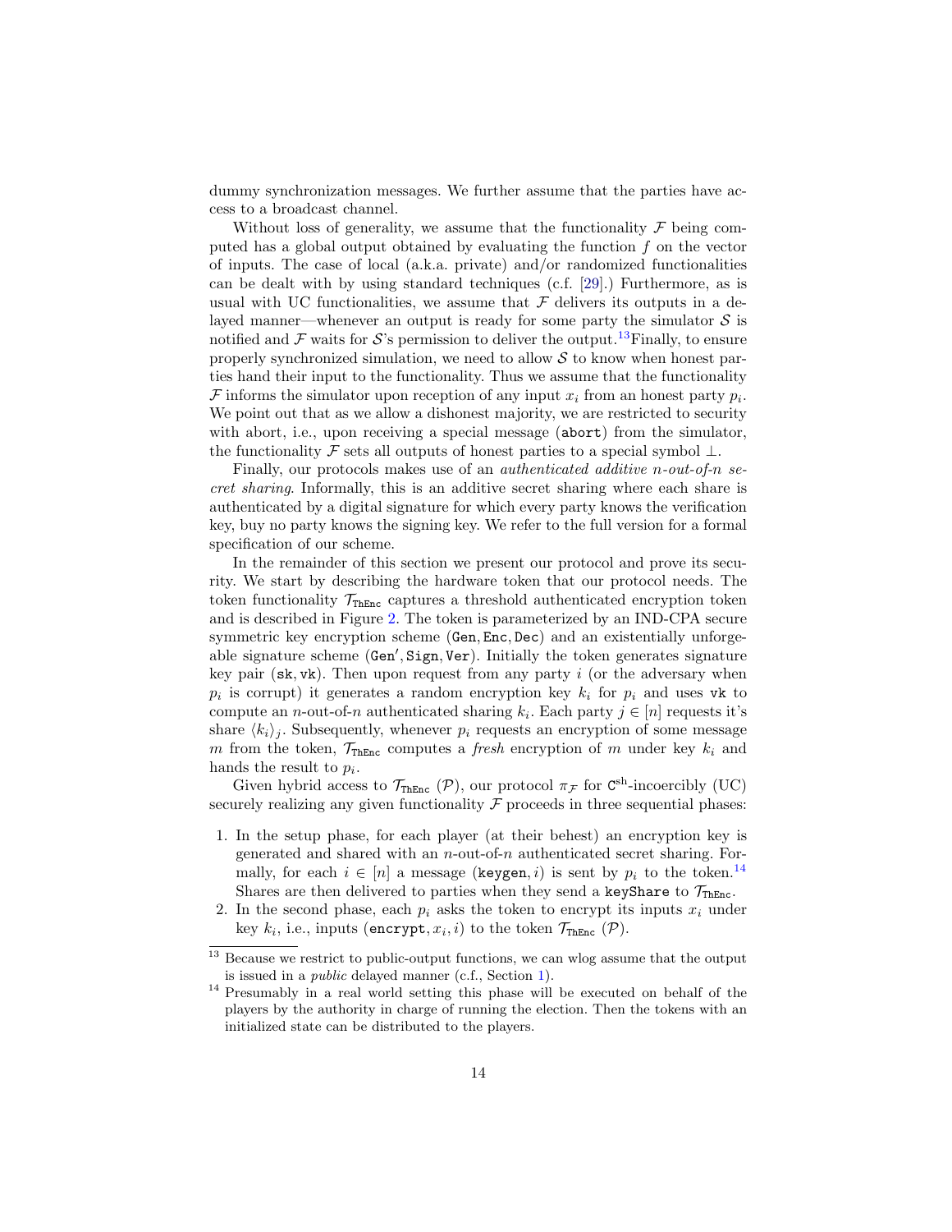dummy synchronization messages. We further assume that the parties have access to a broadcast channel.

Without loss of generality, we assume that the functionality $\mathcal{F}$ being computed has a global output obtained by evaluating the function $f$ on the vector of inputs. The case of local (a.k.a. private) and/or randomized functionalities can be dealt with by using standard techniques (c.f. [29].) Furthermore, as is usual with UC functionalities, we assume that $\mathcal{F}$ delivers its outputs in a delayed manner—whenever an output is ready for some party the simulator $\mathcal{S}$ is notified and $\mathcal{F}$ waits for $\mathcal{S}$'s permission to deliver the output.[13] Finally, to ensure properly synchronized simulation, we need to allow $\mathcal{S}$ to know when honest parties hand their input to the functionality. Thus we assume that the functionality $\mathcal{F}$ informs the simulator upon reception of any input $x_i$ from an honest party $p_i$. We point out that as we allow a dishonest majority, we are restricted to security with abort, i.e., upon receiving a special message (`abort`) from the simulator, the functionality $\mathcal{F}$ sets all outputs of honest parties to a special symbol $\perp$.

Finally, our protocols makes use of an *authenticated additive $n$-out-of-$n$ secret sharing*. Informally, this is an additive secret sharing where each share is authenticated by a digital signature for which every party knows the verification key, buy no party knows the signing key. We refer to the full version for a formal specification of our scheme.

In the remainder of this section we present our protocol and prove its security. We start by describing the hardware token that our protocol needs. The token functionality $\mathcal{T}_{\texttt{ThEnc}}$ captures a threshold authenticated encryption token and is described in Figure 2. The token is parameterized by an IND-CPA secure symmetric key encryption scheme (`Gen`, `Enc`, `Dec`) and an existentially unforgeable signature scheme (`Gen'`, `Sign`, `Ver`). Initially the token generates signature key pair (`sk`, `vk`). Then upon request from any party $i$ (or the adversary when $p_i$ is corrupt) it generates a random encryption key $k_i$ for $p_i$ and uses `vk` to compute an $n$-out-of-$n$ authenticated sharing $k_i$. Each party $j \in [n]$ requests it's share $\langle k_i \rangle_j$. Subsequently, whenever $p_i$ requests an encryption of some message $m$ from the token, $\mathcal{T}_{\texttt{ThEnc}}$ computes a *fresh* encryption of $m$ under key $k_i$ and hands the result to $p_i$.

Given hybrid access to $\mathcal{T}_{\texttt{ThEnc}}$ ($\mathcal{P}$), our protocol $\pi_{\mathcal{F}}$ for $\mathtt{C}^{\text{sh}}$-incoercibly (UC) securely realizing any given functionality $\mathcal{F}$ proceeds in three sequential phases:

1. In the setup phase, for each player (at their behest) an encryption key is generated and shared with an $n$-out-of-$n$ authenticated secret sharing. Formally, for each $i \in [n]$ a message (`keygen`, $i$) is sent by $p_i$ to the token.[14] Shares are then delivered to parties when they send a `keyShare` to $\mathcal{T}_{\texttt{ThEnc}}$.
2. In the second phase, each $p_i$ asks the token to encrypt its inputs $x_i$ under key $k_i$, i.e., inputs (`encrypt`, $x_i$, $i$) to the token $\mathcal{T}_{\texttt{ThEnc}}$ ($\mathcal{P}$).

---

[13] Because we restrict to public-output functions, we can wlog assume that the output is issued in a *public* delayed manner (c.f., Section 1).

[14] Presumably in a real world setting this phase will be executed on behalf of the players by the authority in charge of running the election. Then the tokens with an initialized state can be distributed to the players.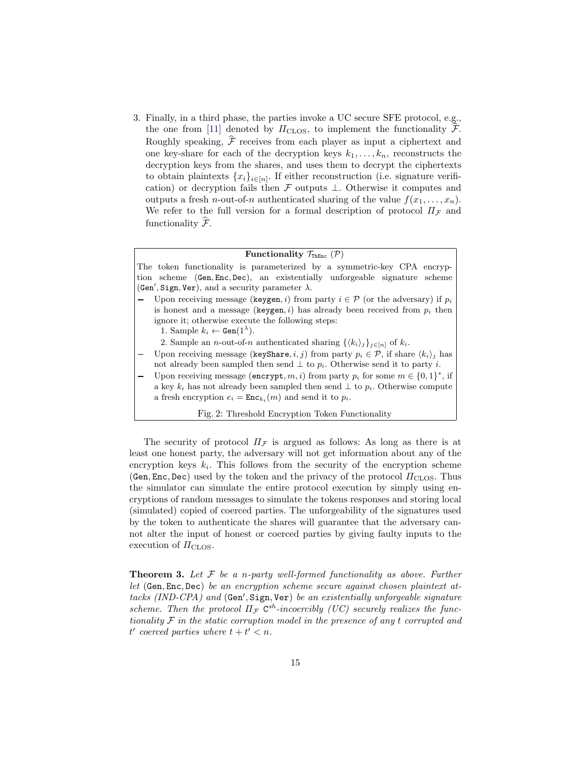3. Finally, in a third phase, the parties invoke a UC secure SFE protocol, e.g., the one from [11] denoted by $\Pi_{\text{CLOS}}$, to implement the functionality $\widehat{\mathcal{F}}$. Roughly speaking, $\widehat{\mathcal{F}}$ receives from each player as input a ciphertext and one key-share for each of the decryption keys $k_1, \ldots, k_n$, reconstructs the decryption keys from the shares, and uses them to decrypt the ciphertexts to obtain plaintexts $\{x_i\}_{i \in [n]}$. If either reconstruction (i.e. signature verification) or decryption fails then $\mathcal{F}$ outputs $\perp$. Otherwise it computes and outputs a fresh $n$-out-of-$n$ authenticated sharing of the value $f(x_1, \ldots, x_n)$. We refer to the full version for a formal description of protocol $\Pi_{\mathcal{F}}$ and functionality $\widehat{\mathcal{F}}$.

**Functionality $\mathcal{T}_{\texttt{ThEnc}}$ $(\mathcal{P})$**

The token functionality is parameterized by a symmetric-key CPA encryption scheme $(\texttt{Gen}, \texttt{Enc}, \texttt{Dec})$, an existentially unforgeable signature scheme $(\texttt{Gen}', \texttt{Sign}, \texttt{Ver})$, and a security parameter $\lambda$.

- Upon receiving message $(\texttt{keygen}, i)$ from party $i \in \mathcal{P}$ (or the adversary) if $p_i$ is honest and a message $(\texttt{keygen}, i)$ has already been received from $p_i$ then ignore it; otherwise execute the following steps:
  1. Sample $k_i \leftarrow \texttt{Gen}(1^\lambda)$.
  2. Sample an $n$-out-of-$n$ authenticated sharing $\{\langle k_i \rangle_j\}_{j \in [n]}$ of $k_i$.
- Upon receiving message $(\texttt{keyShare}, i, j)$ from party $p_i \in \mathcal{P}$, if share $\langle k_i \rangle_j$ has not already been sampled then send $\perp$ to $p_i$. Otherwise send it to party $i$.
- Upon receiving message $(\texttt{encrypt}, m, i)$ from party $p_i$ for some $m \in \{0,1\}^*$, if a key $k_i$ has not already been sampled then send $\perp$ to $p_i$. Otherwise compute a fresh encryption $e_i = \texttt{Enc}_{k_i}(m)$ and send it to $p_i$.

Fig. 2: Threshold Encryption Token Functionality

The security of protocol $\Pi_{\mathcal{F}}$ is argued as follows: As long as there is at least one honest party, the adversary will not get information about any of the encryption keys $k_i$. This follows from the security of the encryption scheme $(\texttt{Gen}, \texttt{Enc}, \texttt{Dec})$ used by the token and the privacy of the protocol $\Pi_{\text{CLOS}}$. Thus the simulator can simulate the entire protocol execution by simply using encryptions of random messages to simulate the tokens responses and storing local (simulated) copied of coerced parties. The unforgeability of the signatures used by the token to authenticate the shares will guarantee that the adversary cannot alter the input of honest or coerced parties by giving faulty inputs to the execution of $\Pi_{\text{CLOS}}$.

**Theorem 3.** *Let $\mathcal{F}$ be a $n$-party well-formed functionality as above. Further let $(\texttt{Gen}, \texttt{Enc}, \texttt{Dec})$ be an encryption scheme secure against chosen plaintext attacks (IND-CPA) and $(\texttt{Gen}', \texttt{Sign}, \texttt{Ver})$ be an existentially unforgeable signature scheme. Then the protocol $\Pi_{\mathcal{F}}$ $\texttt{C}^{sh}$-incoercibly (UC) securely realizes the functionality $\mathcal{F}$ in the static corruption model in the presence of any $t$ corrupted and $t'$ coerced parties where $t + t' < n$.*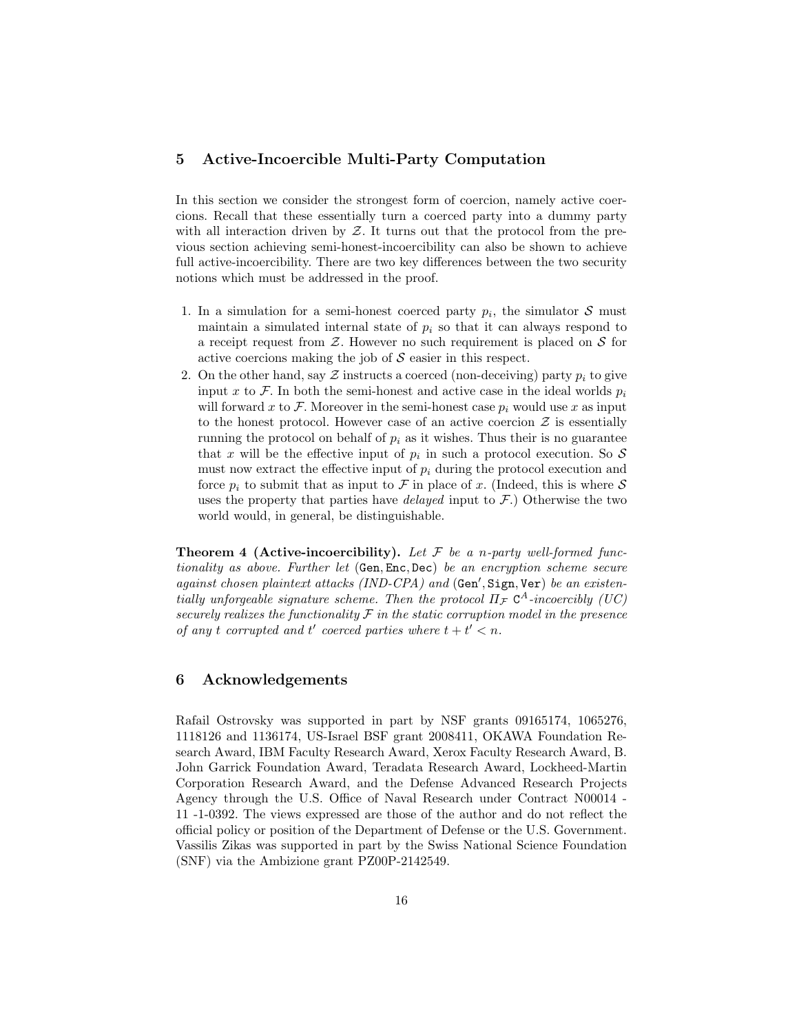## 5 Active-Incoercible Multi-Party Computation

In this section we consider the strongest form of coercion, namely active coercions. Recall that these essentially turn a coerced party into a dummy party with all interaction driven by $\mathcal{Z}$. It turns out that the protocol from the previous section achieving semi-honest-incoercibility can also be shown to achieve full active-incoercibility. There are two key differences between the two security notions which must be addressed in the proof.

1. In a simulation for a semi-honest coerced party $p_i$, the simulator $\mathcal{S}$ must maintain a simulated internal state of $p_i$ so that it can always respond to a receipt request from $\mathcal{Z}$. However no such requirement is placed on $\mathcal{S}$ for active coercions making the job of $\mathcal{S}$ easier in this respect.
2. On the other hand, say $\mathcal{Z}$ instructs a coerced (non-deceiving) party $p_i$ to give input $x$ to $\mathcal{F}$. In both the semi-honest and active case in the ideal worlds $p_i$ will forward $x$ to $\mathcal{F}$. Moreover in the semi-honest case $p_i$ would use $x$ as input to the honest protocol. However case of an active coercion $\mathcal{Z}$ is essentially running the protocol on behalf of $p_i$ as it wishes. Thus their is no guarantee that $x$ will be the effective input of $p_i$ in such a protocol execution. So $\mathcal{S}$ must now extract the effective input of $p_i$ during the protocol execution and force $p_i$ to submit that as input to $\mathcal{F}$ in place of $x$. (Indeed, this is where $\mathcal{S}$ uses the property that parties have *delayed* input to $\mathcal{F}$.) Otherwise the two world would, in general, be distinguishable.

**Theorem 4 (Active-incoercibility).** *Let $\mathcal{F}$ be a $n$-party well-formed functionality as above. Further let* $(\texttt{Gen}, \texttt{Enc}, \texttt{Dec})$ *be an encryption scheme secure against chosen plaintext attacks (IND-CPA) and* $(\texttt{Gen}', \texttt{Sign}, \texttt{Ver})$ *be an existentially unforgeable signature scheme. Then the protocol $\Pi_{\mathcal{F}}$ $\texttt{C}^A$-incoercibly (UC) securely realizes the functionality $\mathcal{F}$ in the static corruption model in the presence of any $t$ corrupted and $t'$ coerced parties where $t + t' < n$.*

## 6 Acknowledgements

Rafail Ostrovsky was supported in part by NSF grants 09165174, 1065276, 1118126 and 1136174, US-Israel BSF grant 2008411, OKAWA Foundation Research Award, IBM Faculty Research Award, Xerox Faculty Research Award, B. John Garrick Foundation Award, Teradata Research Award, Lockheed-Martin Corporation Research Award, and the Defense Advanced Research Projects Agency through the U.S. Office of Naval Research under Contract N00014 - 11 -1-0392. The views expressed are those of the author and do not reflect the official policy or position of the Department of Defense or the U.S. Government. Vassilis Zikas was supported in part by the Swiss National Science Foundation (SNF) via the Ambizione grant PZ00P-2142549.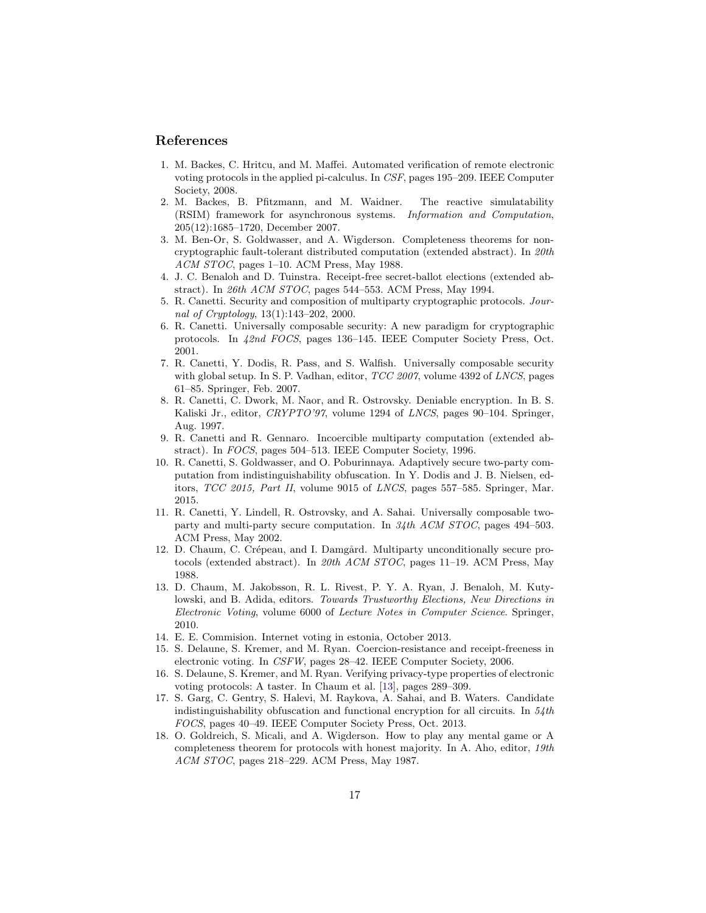## References

1. M. Backes, C. Hritcu, and M. Maffei. Automated verification of remote electronic voting protocols in the applied pi-calculus. In *CSF*, pages 195–209. IEEE Computer Society, 2008.
2. M. Backes, B. Pfitzmann, and M. Waidner. The reactive simulatability (RSIM) framework for asynchronous systems. *Information and Computation*, 205(12):1685–1720, December 2007.
3. M. Ben-Or, S. Goldwasser, and A. Wigderson. Completeness theorems for non-cryptographic fault-tolerant distributed computation (extended abstract). In *20th ACM STOC*, pages 1–10. ACM Press, May 1988.
4. J. C. Benaloh and D. Tuinstra. Receipt-free secret-ballot elections (extended abstract). In *26th ACM STOC*, pages 544–553. ACM Press, May 1994.
5. R. Canetti. Security and composition of multiparty cryptographic protocols. *Journal of Cryptology*, 13(1):143–202, 2000.
6. R. Canetti. Universally composable security: A new paradigm for cryptographic protocols. In *42nd FOCS*, pages 136–145. IEEE Computer Society Press, Oct. 2001.
7. R. Canetti, Y. Dodis, R. Pass, and S. Walfish. Universally composable security with global setup. In S. P. Vadhan, editor, *TCC 2007*, volume 4392 of *LNCS*, pages 61–85. Springer, Feb. 2007.
8. R. Canetti, C. Dwork, M. Naor, and R. Ostrovsky. Deniable encryption. In B. S. Kaliski Jr., editor, *CRYPTO'97*, volume 1294 of *LNCS*, pages 90–104. Springer, Aug. 1997.
9. R. Canetti and R. Gennaro. Incoercible multiparty computation (extended abstract). In *FOCS*, pages 504–513. IEEE Computer Society, 1996.
10. R. Canetti, S. Goldwasser, and O. Poburinnaya. Adaptively secure two-party computation from indistinguishability obfuscation. In Y. Dodis and J. B. Nielsen, editors, *TCC 2015, Part II*, volume 9015 of *LNCS*, pages 557–585. Springer, Mar. 2015.
11. R. Canetti, Y. Lindell, R. Ostrovsky, and A. Sahai. Universally composable two-party and multi-party secure computation. In *34th ACM STOC*, pages 494–503. ACM Press, May 2002.
12. D. Chaum, C. Crépeau, and I. Damgård. Multiparty unconditionally secure protocols (extended abstract). In *20th ACM STOC*, pages 11–19. ACM Press, May 1988.
13. D. Chaum, M. Jakobsson, R. L. Rivest, P. Y. A. Ryan, J. Benaloh, M. Kutylowski, and B. Adida, editors. *Towards Trustworthy Elections, New Directions in Electronic Voting*, volume 6000 of *Lecture Notes in Computer Science*. Springer, 2010.
14. E. E. Commision. Internet voting in estonia, October 2013.
15. S. Delaune, S. Kremer, and M. Ryan. Coercion-resistance and receipt-freeness in electronic voting. In *CSFW*, pages 28–42. IEEE Computer Society, 2006.
16. S. Delaune, S. Kremer, and M. Ryan. Verifying privacy-type properties of electronic voting protocols: A taster. In Chaum et al. [13], pages 289–309.
17. S. Garg, C. Gentry, S. Halevi, M. Raykova, A. Sahai, and B. Waters. Candidate indistinguishability obfuscation and functional encryption for all circuits. In *54th FOCS*, pages 40–49. IEEE Computer Society Press, Oct. 2013.
18. O. Goldreich, S. Micali, and A. Wigderson. How to play any mental game or A completeness theorem for protocols with honest majority. In A. Aho, editor, *19th ACM STOC*, pages 218–229. ACM Press, May 1987.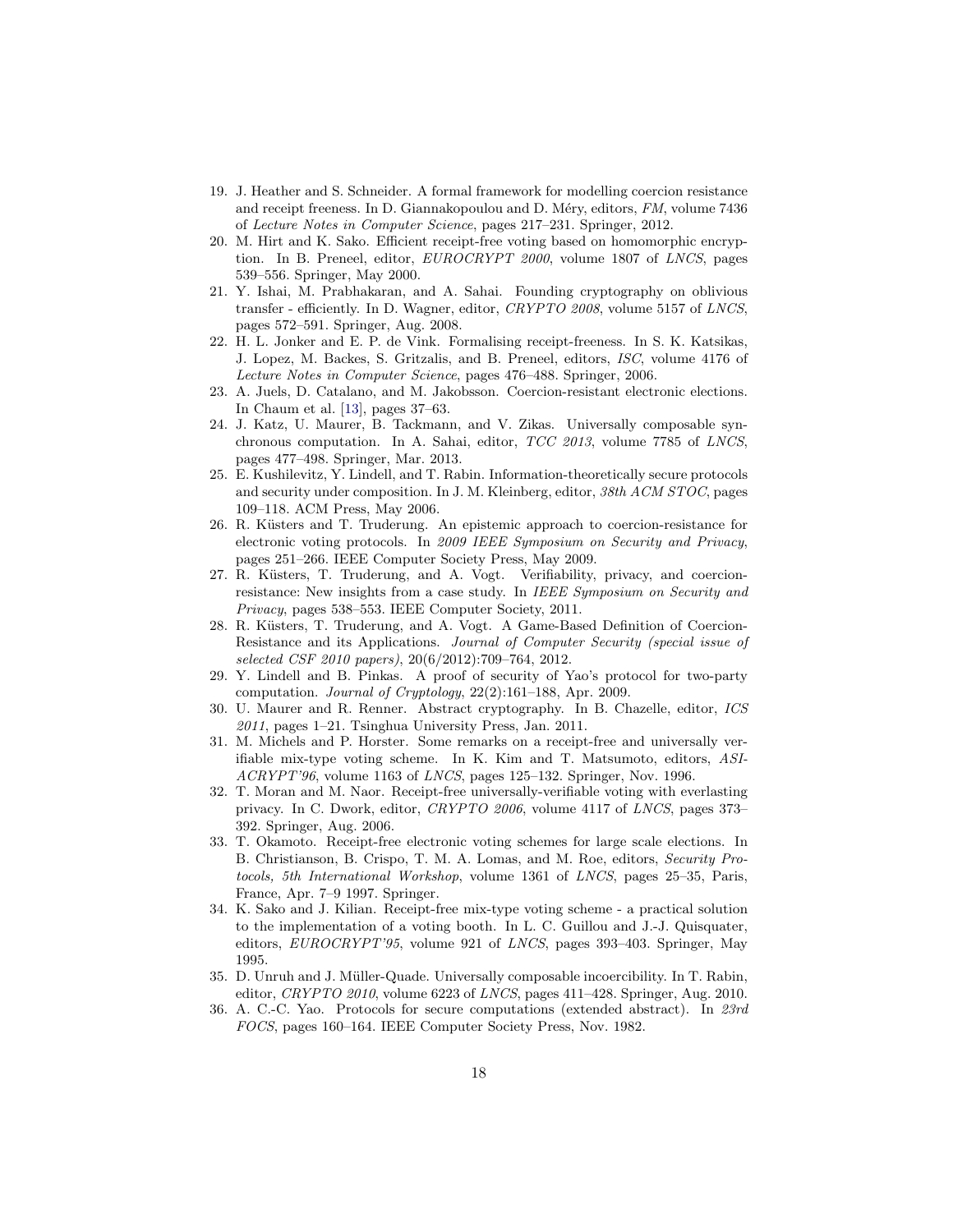19. J. Heather and S. Schneider. A formal framework for modelling coercion resistance and receipt freeness. In D. Giannakopoulou and D. Méry, editors, *FM*, volume 7436 of *Lecture Notes in Computer Science*, pages 217–231. Springer, 2012.
20. M. Hirt and K. Sako. Efficient receipt-free voting based on homomorphic encryption. In B. Preneel, editor, *EUROCRYPT 2000*, volume 1807 of *LNCS*, pages 539–556. Springer, May 2000.
21. Y. Ishai, M. Prabhakaran, and A. Sahai. Founding cryptography on oblivious transfer - efficiently. In D. Wagner, editor, *CRYPTO 2008*, volume 5157 of *LNCS*, pages 572–591. Springer, Aug. 2008.
22. H. L. Jonker and E. P. de Vink. Formalising receipt-freeness. In S. K. Katsikas, J. Lopez, M. Backes, S. Gritzalis, and B. Preneel, editors, *ISC*, volume 4176 of *Lecture Notes in Computer Science*, pages 476–488. Springer, 2006.
23. A. Juels, D. Catalano, and M. Jakobsson. Coercion-resistant electronic elections. In Chaum et al. [13], pages 37–63.
24. J. Katz, U. Maurer, B. Tackmann, and V. Zikas. Universally composable synchronous computation. In A. Sahai, editor, *TCC 2013*, volume 7785 of *LNCS*, pages 477–498. Springer, Mar. 2013.
25. E. Kushilevitz, Y. Lindell, and T. Rabin. Information-theoretically secure protocols and security under composition. In J. M. Kleinberg, editor, *38th ACM STOC*, pages 109–118. ACM Press, May 2006.
26. R. Küsters and T. Truderung. An epistemic approach to coercion-resistance for electronic voting protocols. In *2009 IEEE Symposium on Security and Privacy*, pages 251–266. IEEE Computer Society Press, May 2009.
27. R. Küsters, T. Truderung, and A. Vogt. Verifiability, privacy, and coercion-resistance: New insights from a case study. In *IEEE Symposium on Security and Privacy*, pages 538–553. IEEE Computer Society, 2011.
28. R. Küsters, T. Truderung, and A. Vogt. A Game-Based Definition of Coercion-Resistance and its Applications. *Journal of Computer Security (special issue of selected CSF 2010 papers)*, 20(6/2012):709–764, 2012.
29. Y. Lindell and B. Pinkas. A proof of security of Yao's protocol for two-party computation. *Journal of Cryptology*, 22(2):161–188, Apr. 2009.
30. U. Maurer and R. Renner. Abstract cryptography. In B. Chazelle, editor, *ICS 2011*, pages 1–21. Tsinghua University Press, Jan. 2011.
31. M. Michels and P. Horster. Some remarks on a receipt-free and universally verifiable mix-type voting scheme. In K. Kim and T. Matsumoto, editors, *ASIACRYPT'96*, volume 1163 of *LNCS*, pages 125–132. Springer, Nov. 1996.
32. T. Moran and M. Naor. Receipt-free universally-verifiable voting with everlasting privacy. In C. Dwork, editor, *CRYPTO 2006*, volume 4117 of *LNCS*, pages 373–392. Springer, Aug. 2006.
33. T. Okamoto. Receipt-free electronic voting schemes for large scale elections. In B. Christianson, B. Crispo, T. M. A. Lomas, and M. Roe, editors, *Security Protocols, 5th International Workshop*, volume 1361 of *LNCS*, pages 25–35, Paris, France, Apr. 7–9 1997. Springer.
34. K. Sako and J. Kilian. Receipt-free mix-type voting scheme - a practical solution to the implementation of a voting booth. In L. C. Guillou and J.-J. Quisquater, editors, *EUROCRYPT'95*, volume 921 of *LNCS*, pages 393–403. Springer, May 1995.
35. D. Unruh and J. Müller-Quade. Universally composable incoercibility. In T. Rabin, editor, *CRYPTO 2010*, volume 6223 of *LNCS*, pages 411–428. Springer, Aug. 2010.
36. A. C.-C. Yao. Protocols for secure computations (extended abstract). In *23rd FOCS*, pages 160–164. IEEE Computer Society Press, Nov. 1982.